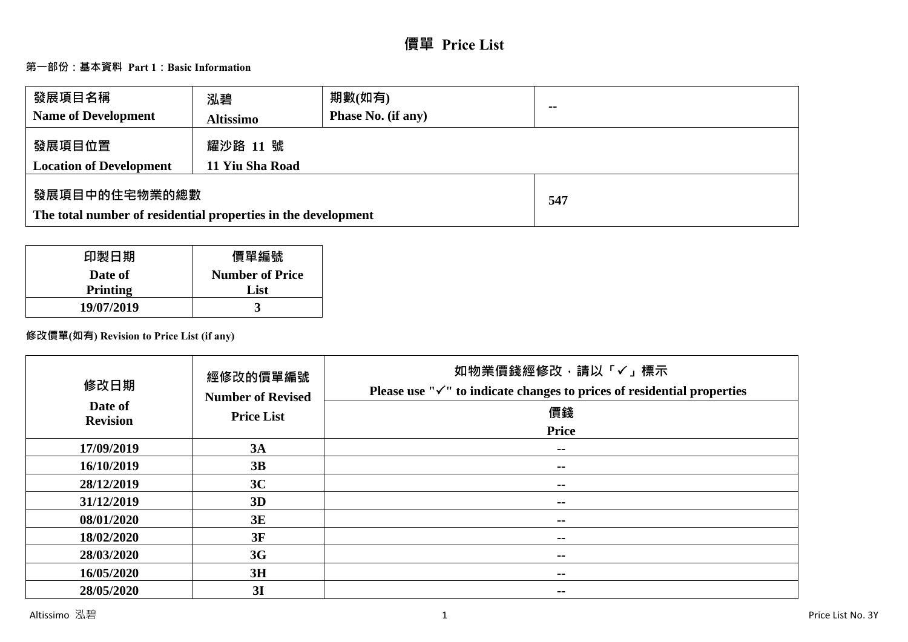# 價單 Price List

## 第一部份：基本資料 Part 1：Basic Information

| 發展項目名稱 Name of Development | 泓碧 Altissimo | 期數(如有) Phase No. (if any) | -- |
|---|---|---|---|
| 發展項目位置 Location of Development | 耀沙路 11 號 11 Yiu Sha Road | | |
| 發展項目中的住宅物業的總數 The total number of residential properties in the development | | | 547 |

| 印製日期 Date of Printing | 價單編號 Number of Price List |
|---|---|
| 19/07/2019 | 3 |

**修改價單(如有) Revision to Price List (if any)**

| 修改日期 Date of Revision | 經修改的價單編號 Number of Revised Price List | 如物業價錢經修改，請以「✓」標示 Please use "✓" to indicate changes to prices of residential properties<br>價錢 Price |
|---|---|---|
| 17/09/2019 | 3A | -- |
| 16/10/2019 | 3B | -- |
| 28/12/2019 | 3C | -- |
| 31/12/2019 | 3D | -- |
| 08/01/2020 | 3E | -- |
| 18/02/2020 | 3F | -- |
| 28/03/2020 | 3G | -- |
| 16/05/2020 | 3H | -- |
| 28/05/2020 | 3I | -- |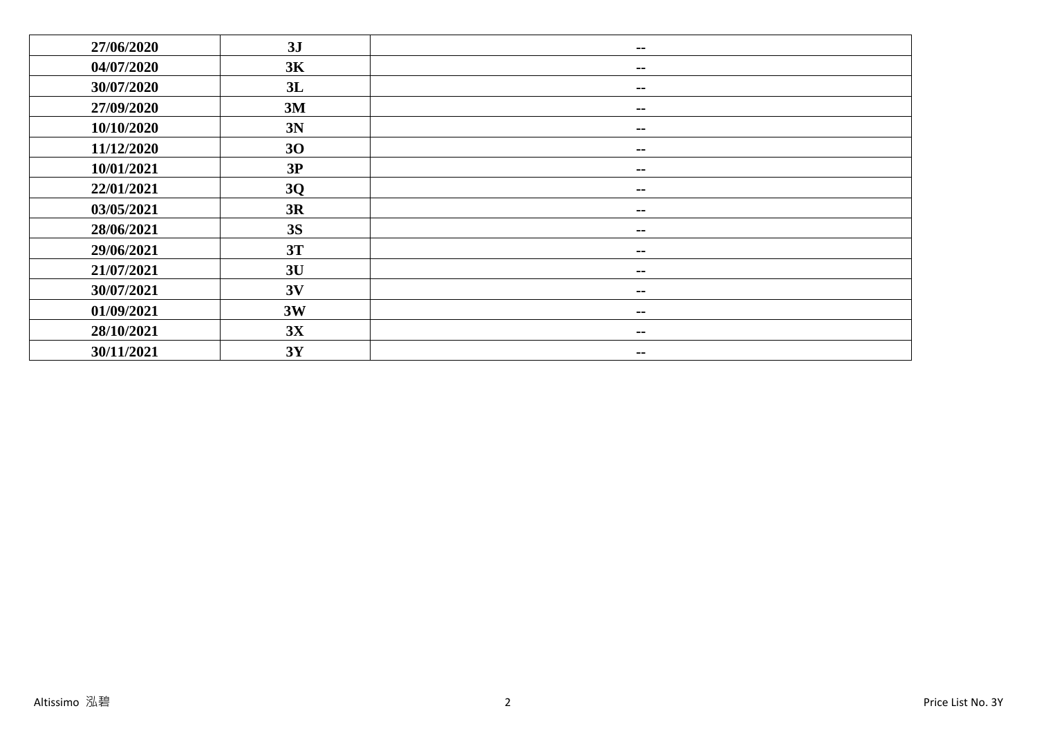| | | |
|---|---|---|
| **27/06/2020** | **3J** | **--** |
| **04/07/2020** | **3K** | **--** |
| **30/07/2020** | **3L** | **--** |
| **27/09/2020** | **3M** | **--** |
| **10/10/2020** | **3N** | **--** |
| **11/12/2020** | **3O** | **--** |
| **10/01/2021** | **3P** | **--** |
| **22/01/2021** | **3Q** | **--** |
| **03/05/2021** | **3R** | **--** |
| **28/06/2021** | **3S** | **--** |
| **29/06/2021** | **3T** | **--** |
| **21/07/2021** | **3U** | **--** |
| **30/07/2021** | **3V** | **--** |
| **01/09/2021** | **3W** | **--** |
| **28/10/2021** | **3X** | **--** |
| **30/11/2021** | **3Y** | **--** |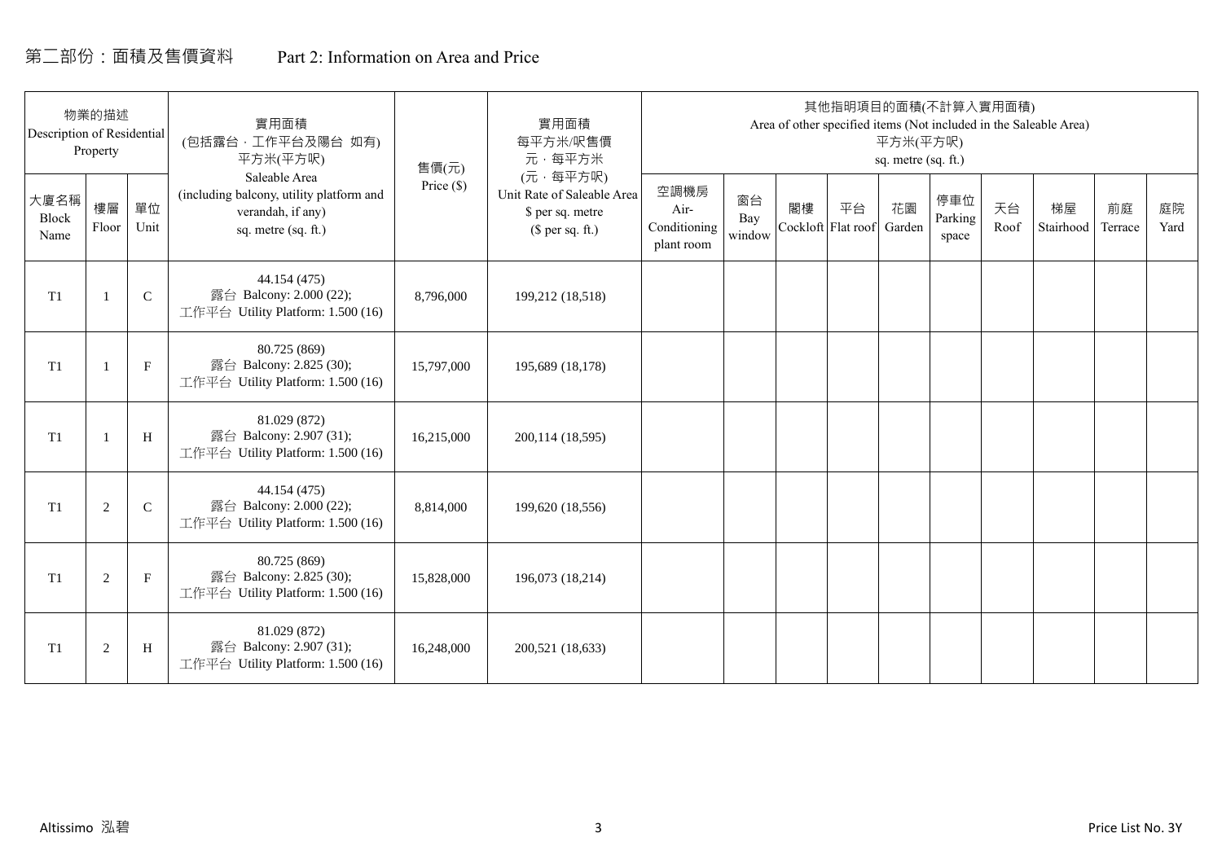# 第二部份：面積及售價資料 Part 2: Information on Area and Price

| 物業的描述 Description of Residential Property | | | 實用面積 (包括露台．工作平台及陽台 如有) 平方米(平方呎) Saleable Area (including balcony, utility platform and verandah, if any) sq. metre (sq. ft.) | 售價(元) Price ($) | 實用面積 每平方米/呎售價 元．每平方米 (元．每平方呎) Unit Rate of Saleable Area $ per sq. metre ($ per sq. ft.) | 其他指明項目的面積(不計算入實用面積) Area of other specified items (Not included in the Saleable Area) 平方米(平方呎) sq. metre (sq. ft.) | | | | | | | | | |
|---|---|---|---|---|---|---|---|---|---|---|---|---|---|---|---|
| 大廈名稱 Block Name | 樓層 Floor | 單位 Unit | | | | 空調機房 Air-Conditioning plant room | 窗台 Bay window | 閣樓 Cockloft | 平台 Flat roof | 花園 Garden | 停車位 Parking space | 天台 Roof | 梯屋 Stairhood | 前庭 Terrace | 庭院 Yard |
| T1 | 1 | C | 44.154 (475) 露台 Balcony: 2.000 (22); 工作平台 Utility Platform: 1.500 (16) | 8,796,000 | 199,212 (18,518) | | | | | | | | | | |
| T1 | 1 | F | 80.725 (869) 露台 Balcony: 2.825 (30); 工作平台 Utility Platform: 1.500 (16) | 15,797,000 | 195,689 (18,178) | | | | | | | | | | |
| T1 | 1 | H | 81.029 (872) 露台 Balcony: 2.907 (31); 工作平台 Utility Platform: 1.500 (16) | 16,215,000 | 200,114 (18,595) | | | | | | | | | | |
| T1 | 2 | C | 44.154 (475) 露台 Balcony: 2.000 (22); 工作平台 Utility Platform: 1.500 (16) | 8,814,000 | 199,620 (18,556) | | | | | | | | | | |
| T1 | 2 | F | 80.725 (869) 露台 Balcony: 2.825 (30); 工作平台 Utility Platform: 1.500 (16) | 15,828,000 | 196,073 (18,214) | | | | | | | | | | |
| T1 | 2 | H | 81.029 (872) 露台 Balcony: 2.907 (31); 工作平台 Utility Platform: 1.500 (16) | 16,248,000 | 200,521 (18,633) | | | | | | | | | | |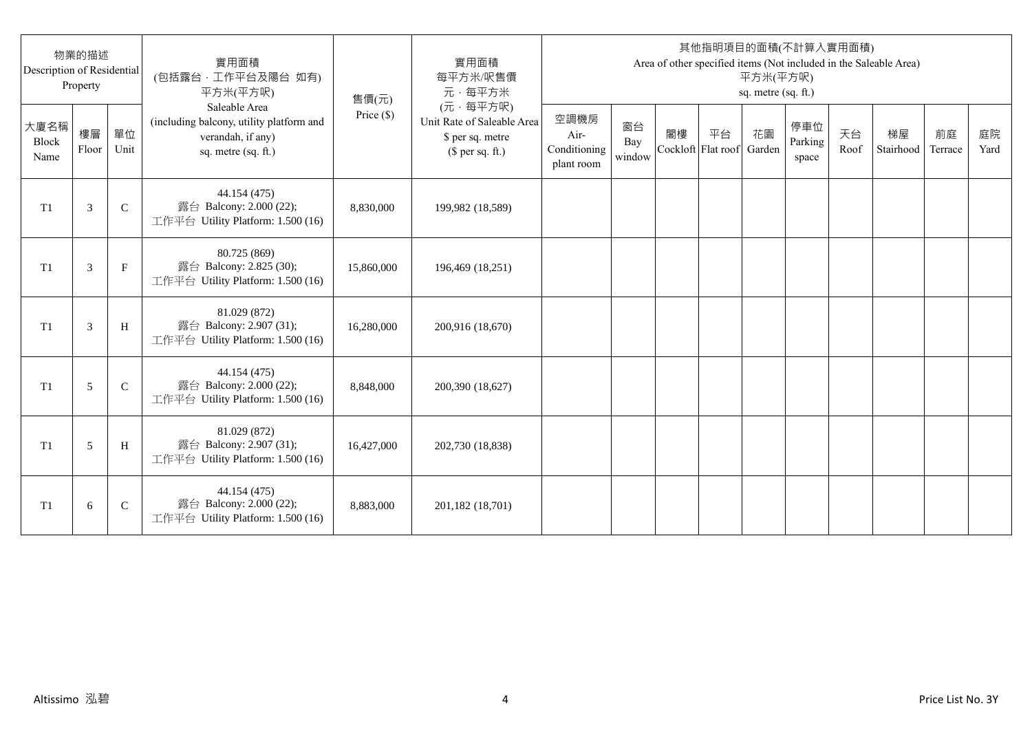| 物業的描述 Description of Residential Property | | | 實用面積 (包括露台．工作平台及陽台 如有) 平方米(平方呎) Saleable Area (including balcony, utility platform and verandah, if any) sq. metre (sq. ft.) | 售價(元) Price ($) | 實用面積 每平方米/呎售價 元．每平方米 (元．每平方呎) Unit Rate of Saleable Area $ per sq. metre ($ per sq. ft.) | 其他指明項目的面積(不計算入實用面積) Area of other specified items (Not included in the Saleable Area) 平方米(平方呎) sq. metre (sq. ft.) | | | | | | | | | |
|---|---|---|---|---|---|---|---|---|---|---|---|---|---|---|---|
| 大廈名稱 Block Name | 樓層 Floor | 單位 Unit | | | | 空調機房 Air-Conditioning plant room | 窗台 Bay window | 閣樓 Cockloft | 平台 Flat roof | 花園 Garden | 停車位 Parking space | 天台 Roof | 梯屋 Stairhood | 前庭 Terrace | 庭院 Yard |
| T1 | 3 | C | 44.154 (475) 露台 Balcony: 2.000 (22); 工作平台 Utility Platform: 1.500 (16) | 8,830,000 | 199,982 (18,589) | | | | | | | | | | |
| T1 | 3 | F | 80.725 (869) 露台 Balcony: 2.825 (30); 工作平台 Utility Platform: 1.500 (16) | 15,860,000 | 196,469 (18,251) | | | | | | | | | | |
| T1 | 3 | H | 81.029 (872) 露台 Balcony: 2.907 (31); 工作平台 Utility Platform: 1.500 (16) | 16,280,000 | 200,916 (18,670) | | | | | | | | | | |
| T1 | 5 | C | 44.154 (475) 露台 Balcony: 2.000 (22); 工作平台 Utility Platform: 1.500 (16) | 8,848,000 | 200,390 (18,627) | | | | | | | | | | |
| T1 | 5 | H | 81.029 (872) 露台 Balcony: 2.907 (31); 工作平台 Utility Platform: 1.500 (16) | 16,427,000 | 202,730 (18,838) | | | | | | | | | | |
| T1 | 6 | C | 44.154 (475) 露台 Balcony: 2.000 (22); 工作平台 Utility Platform: 1.500 (16) | 8,883,000 | 201,182 (18,701) | | | | | | | | | | |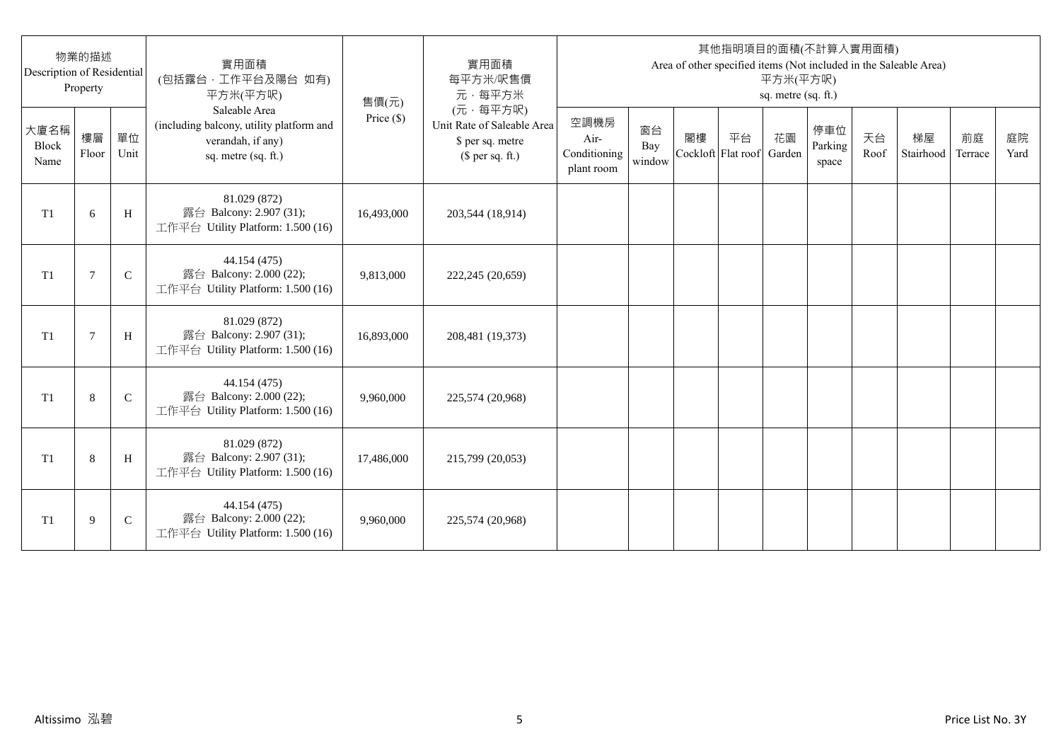| 物業的描述 Description of Residential Property | | | 實用面積 (包括露台．工作平台及陽台 如有) 平方米(平方呎) Saleable Area (including balcony, utility platform and verandah, if any) sq. metre (sq. ft.) | 售價(元) Price ($) | 實用面積 每平方米/呎售價 元．每平方米 (元．每平方呎) Unit Rate of Saleable Area $ per sq. metre ($ per sq. ft.) | 其他指明項目的面積(不計算入實用面積) Area of other specified items (Not included in the Saleable Area) 平方米(平方呎) sq. metre (sq. ft.) | | | | | | | | | |
|---|---|---|---|---|---|---|---|---|---|---|---|---|---|---|---|
| 大廈名稱 Block Name | 樓層 Floor | 單位 Unit | | | | 空調機房 Air-Conditioning plant room | 窗台 Bay window | 閣樓 Cockloft | 平台 Flat roof | 花園 Garden | 停車位 Parking space | 天台 Roof | 梯屋 Stairhood | 前庭 Terrace | 庭院 Yard |
| T1 | 6 | H | 81.029 (872) 露台 Balcony: 2.907 (31); 工作平台 Utility Platform: 1.500 (16) | 16,493,000 | 203,544 (18,914) | | | | | | | | | | |
| T1 | 7 | C | 44.154 (475) 露台 Balcony: 2.000 (22); 工作平台 Utility Platform: 1.500 (16) | 9,813,000 | 222,245 (20,659) | | | | | | | | | | |
| T1 | 7 | H | 81.029 (872) 露台 Balcony: 2.907 (31); 工作平台 Utility Platform: 1.500 (16) | 16,893,000 | 208,481 (19,373) | | | | | | | | | | |
| T1 | 8 | C | 44.154 (475) 露台 Balcony: 2.000 (22); 工作平台 Utility Platform: 1.500 (16) | 9,960,000 | 225,574 (20,968) | | | | | | | | | | |
| T1 | 8 | H | 81.029 (872) 露台 Balcony: 2.907 (31); 工作平台 Utility Platform: 1.500 (16) | 17,486,000 | 215,799 (20,053) | | | | | | | | | | |
| T1 | 9 | C | 44.154 (475) 露台 Balcony: 2.000 (22); 工作平台 Utility Platform: 1.500 (16) | 9,960,000 | 225,574 (20,968) | | | | | | | | | | |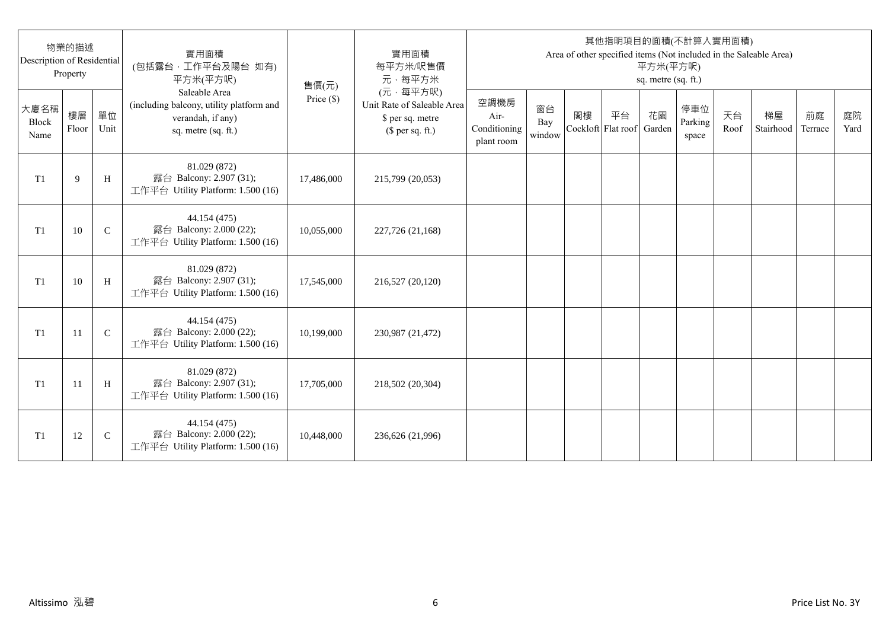| 物業的描述 Description of Residential Property | | | 實用面積 (包括露台，工作平台及陽台 如有) 平方米(平方呎) Saleable Area (including balcony, utility platform and verandah, if any) sq. metre (sq. ft.) | 售價(元) Price ($) | 實用面積 每平方米/呎售價 元，每平方米 (元，每平方呎) Unit Rate of Saleable Area $ per sq. metre ($ per sq. ft.) | 其他指明項目的面積(不計算入實用面積) Area of other specified items (Not included in the Saleable Area) 平方米(平方呎) sq. metre (sq. ft.) | | | | | | | | | |
|---|---|---|---|---|---|---|---|---|---|---|---|---|---|---|---|
| 大廈名稱 Block Name | 樓層 Floor | 單位 Unit | | | | 空調機房 Air-Conditioning plant room | 窗台 Bay window | 閣樓 Cockloft | 平台 Flat roof | 花園 Garden | 停車位 Parking space | 天台 Roof | 梯屋 Stairhood | 前庭 Terrace | 庭院 Yard |
| T1 | 9 | H | 81.029 (872) 露台 Balcony: 2.907 (31); 工作平台 Utility Platform: 1.500 (16) | 17,486,000 | 215,799 (20,053) | | | | | | | | | | |
| T1 | 10 | C | 44.154 (475) 露台 Balcony: 2.000 (22); 工作平台 Utility Platform: 1.500 (16) | 10,055,000 | 227,726 (21,168) | | | | | | | | | | |
| T1 | 10 | H | 81.029 (872) 露台 Balcony: 2.907 (31); 工作平台 Utility Platform: 1.500 (16) | 17,545,000 | 216,527 (20,120) | | | | | | | | | | |
| T1 | 11 | C | 44.154 (475) 露台 Balcony: 2.000 (22); 工作平台 Utility Platform: 1.500 (16) | 10,199,000 | 230,987 (21,472) | | | | | | | | | | |
| T1 | 11 | H | 81.029 (872) 露台 Balcony: 2.907 (31); 工作平台 Utility Platform: 1.500 (16) | 17,705,000 | 218,502 (20,304) | | | | | | | | | | |
| T1 | 12 | C | 44.154 (475) 露台 Balcony: 2.000 (22); 工作平台 Utility Platform: 1.500 (16) | 10,448,000 | 236,626 (21,996) | | | | | | | | | | |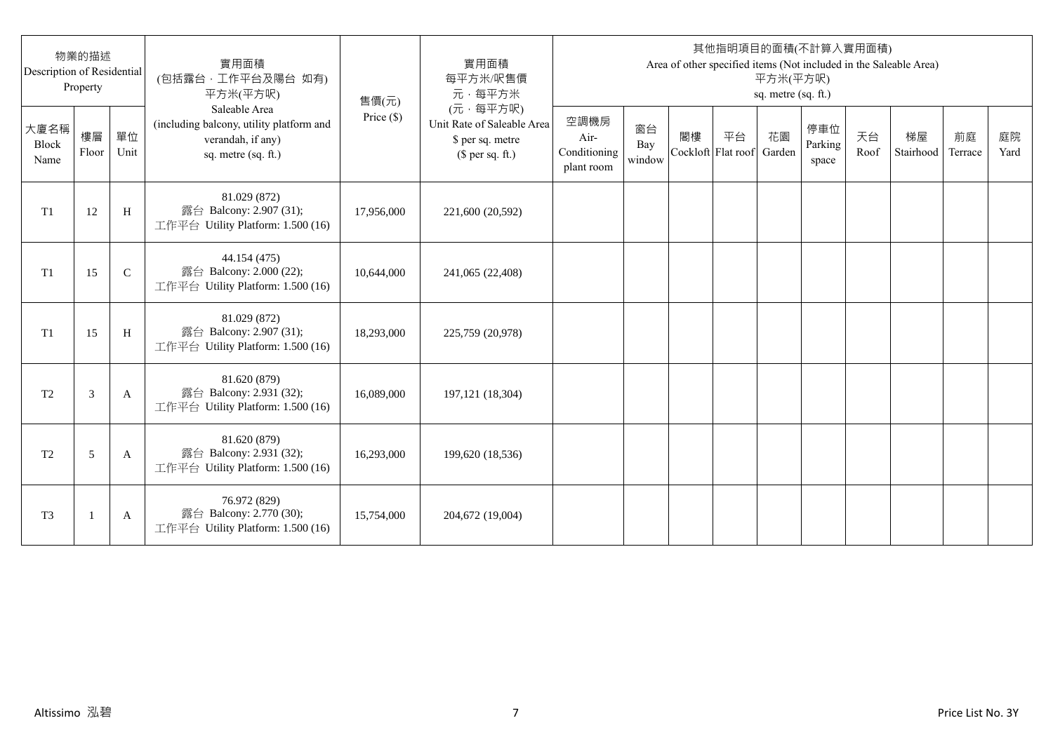| 物業的描述 Description of Residential Property | | | 實用面積 (包括露台，工作平台及陽台 如有) 平方米(平方呎) Saleable Area (including balcony, utility platform and verandah, if any) sq. metre (sq. ft.) | 售價(元) Price ($) | 實用面積 每平方米/呎售價 元，每平方米 (元，每平方呎) Unit Rate of Saleable Area $ per sq. metre ($ per sq. ft.) | 其他指明項目的面積(不計算入實用面積) Area of other specified items (Not included in the Saleable Area) 平方米(平方呎) sq. metre (sq. ft.) | | | | | | | | | |
|---|---|---|---|---|---|---|---|---|---|---|---|---|---|---|---|
| 大廈名稱 Block Name | 樓層 Floor | 單位 Unit | | | | 空調機房 Air-Conditioning plant room | 窗台 Bay window | 閣樓 Cockloft | 平台 Flat roof | 花園 Garden | 停車位 Parking space | 天台 Roof | 梯屋 Stairhood | 前庭 Terrace | 庭院 Yard |
| T1 | 12 | H | 81.029 (872) 露台 Balcony: 2.907 (31); 工作平台 Utility Platform: 1.500 (16) | 17,956,000 | 221,600 (20,592) | | | | | | | | | | |
| T1 | 15 | C | 44.154 (475) 露台 Balcony: 2.000 (22); 工作平台 Utility Platform: 1.500 (16) | 10,644,000 | 241,065 (22,408) | | | | | | | | | | |
| T1 | 15 | H | 81.029 (872) 露台 Balcony: 2.907 (31); 工作平台 Utility Platform: 1.500 (16) | 18,293,000 | 225,759 (20,978) | | | | | | | | | | |
| T2 | 3 | A | 81.620 (879) 露台 Balcony: 2.931 (32); 工作平台 Utility Platform: 1.500 (16) | 16,089,000 | 197,121 (18,304) | | | | | | | | | | |
| T2 | 5 | A | 81.620 (879) 露台 Balcony: 2.931 (32); 工作平台 Utility Platform: 1.500 (16) | 16,293,000 | 199,620 (18,536) | | | | | | | | | | |
| T3 | 1 | A | 76.972 (829) 露台 Balcony: 2.770 (30); 工作平台 Utility Platform: 1.500 (16) | 15,754,000 | 204,672 (19,004) | | | | | | | | | | |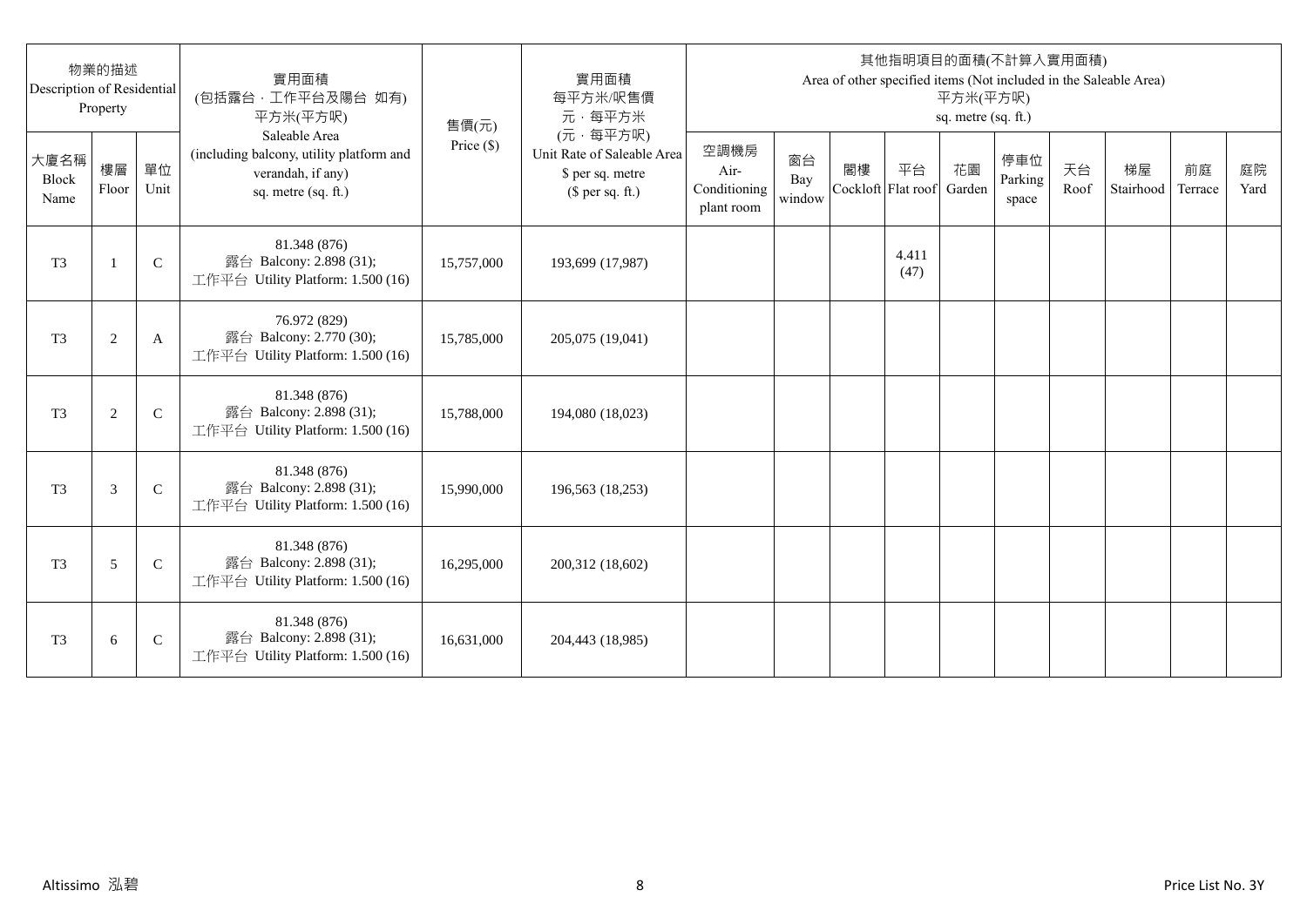| 物業的描述 Description of Residential Property | | | 實用面積 (包括露台、工作平台及陽台 如有) 平方米(平方呎) Saleable Area (including balcony, utility platform and verandah, if any) sq. metre (sq. ft.) | 售價(元) Price ($) | 實用面積 每平方米/呎售價 元，每平方米 (元，每平方呎) Unit Rate of Saleable Area $ per sq. metre ($ per sq. ft.) | 其他指明項目的面積(不計算入實用面積) Area of other specified items (Not included in the Saleable Area) 平方米(平方呎) sq. metre (sq. ft.) | | | | | | | | | |
|---|---|---|---|---|---|---|---|---|---|---|---|---|---|---|---|
| 大廈名稱 Block Name | 樓層 Floor | 單位 Unit | | | | 空調機房 Air-Conditioning plant room | 窗台 Bay window | 閣樓 Cockloft | 平台 Flat roof | 花園 Garden | 停車位 Parking space | 天台 Roof | 梯屋 Stairhood | 前庭 Terrace | 庭院 Yard |
| T3 | 1 | C | 81.348 (876) 露台 Balcony: 2.898 (31); 工作平台 Utility Platform: 1.500 (16) | 15,757,000 | 193,699 (17,987) | | | | 4.411 (47) | | | | | | |
| T3 | 2 | A | 76.972 (829) 露台 Balcony: 2.770 (30); 工作平台 Utility Platform: 1.500 (16) | 15,785,000 | 205,075 (19,041) | | | | | | | | | | |
| T3 | 2 | C | 81.348 (876) 露台 Balcony: 2.898 (31); 工作平台 Utility Platform: 1.500 (16) | 15,788,000 | 194,080 (18,023) | | | | | | | | | | |
| T3 | 3 | C | 81.348 (876) 露台 Balcony: 2.898 (31); 工作平台 Utility Platform: 1.500 (16) | 15,990,000 | 196,563 (18,253) | | | | | | | | | | |
| T3 | 5 | C | 81.348 (876) 露台 Balcony: 2.898 (31); 工作平台 Utility Platform: 1.500 (16) | 16,295,000 | 200,312 (18,602) | | | | | | | | | | |
| T3 | 6 | C | 81.348 (876) 露台 Balcony: 2.898 (31); 工作平台 Utility Platform: 1.500 (16) | 16,631,000 | 204,443 (18,985) | | | | | | | | | | |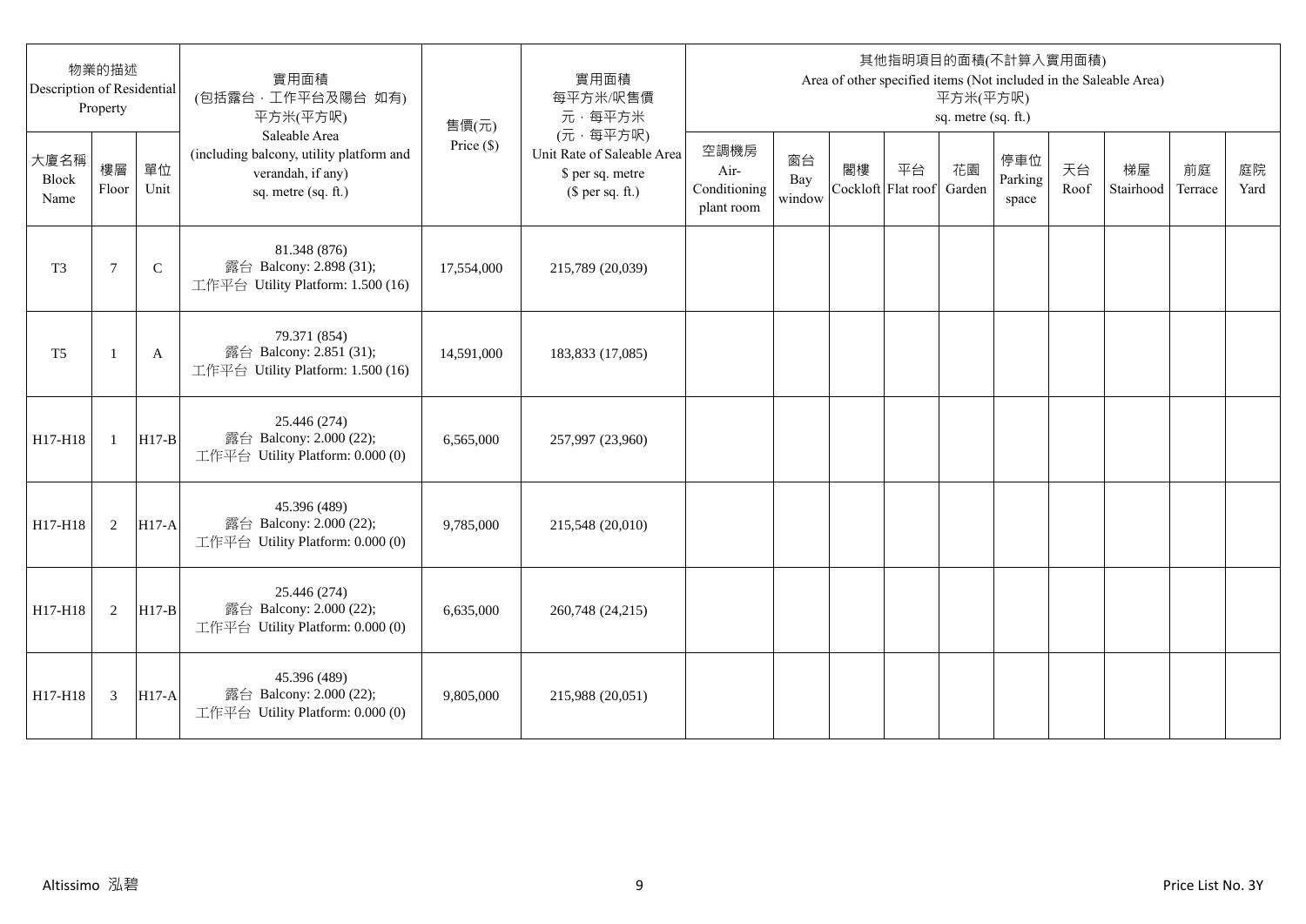| 物業的描述 Description of Residential Property | | | 實用面積 (包括露台，工作平台及陽台 如有) 平方米(平方呎) Saleable Area (including balcony, utility platform and verandah, if any) sq. metre (sq. ft.) | 售價(元) Price ($) | 實用面積 每平方米/呎售價 元，每平方米 (元，每平方呎) Unit Rate of Saleable Area $ per sq. metre ($ per sq. ft.) | 其他指明項目的面積(不計算入實用面積) Area of other specified items (Not included in the Saleable Area) 平方米(平方呎) sq. metre (sq. ft.) | | | | | | | | | |
|---|---|---|---|---|---|---|---|---|---|---|---|---|---|---|---|
| 大廈名稱 Block Name | 樓層 Floor | 單位 Unit | | | | 空調機房 Air-Conditioning plant room | 窗台 Bay window | 閣樓 Cockloft | 平台 Flat roof | 花園 Garden | 停車位 Parking space | 天台 Roof | 梯屋 Stairhood | 前庭 Terrace | 庭院 Yard |
| T3 | 7 | C | 81.348 (876) 露台 Balcony: 2.898 (31); 工作平台 Utility Platform: 1.500 (16) | 17,554,000 | 215,789 (20,039) | | | | | | | | | | |
| T5 | 1 | A | 79.371 (854) 露台 Balcony: 2.851 (31); 工作平台 Utility Platform: 1.500 (16) | 14,591,000 | 183,833 (17,085) | | | | | | | | | | |
| H17-H18 | 1 | H17-B | 25.446 (274) 露台 Balcony: 2.000 (22); 工作平台 Utility Platform: 0.000 (0) | 6,565,000 | 257,997 (23,960) | | | | | | | | | | |
| H17-H18 | 2 | H17-A | 45.396 (489) 露台 Balcony: 2.000 (22); 工作平台 Utility Platform: 0.000 (0) | 9,785,000 | 215,548 (20,010) | | | | | | | | | | |
| H17-H18 | 2 | H17-B | 25.446 (274) 露台 Balcony: 2.000 (22); 工作平台 Utility Platform: 0.000 (0) | 6,635,000 | 260,748 (24,215) | | | | | | | | | | |
| H17-H18 | 3 | H17-A | 45.396 (489) 露台 Balcony: 2.000 (22); 工作平台 Utility Platform: 0.000 (0) | 9,805,000 | 215,988 (20,051) | | | | | | | | | | |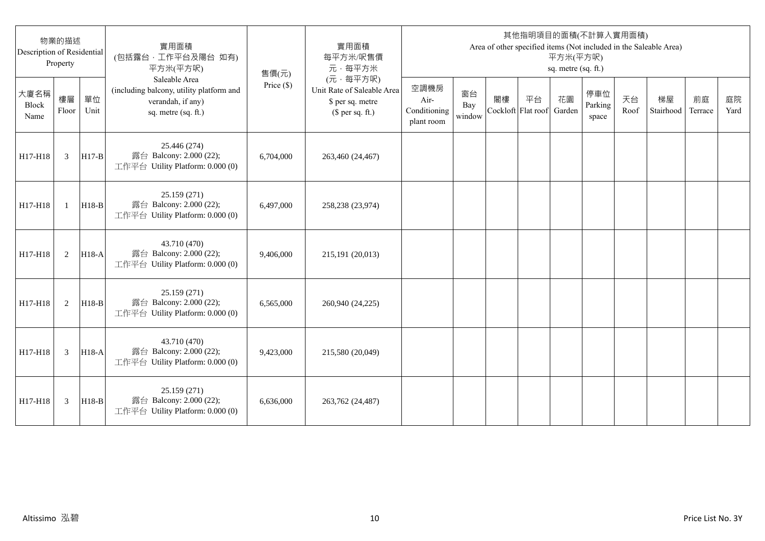| 物業的描述 Description of Residential Property | | | 實用面積 (包括露台，工作平台及陽台 如有) 平方米(平方呎) Saleable Area (including balcony, utility platform and verandah, if any) sq. metre (sq. ft.) | 售價(元) Price ($) | 實用面積 每平方米/呎售價 元，每平方米 (元，每平方呎) Unit Rate of Saleable Area $ per sq. metre ($ per sq. ft.) | 其他指明項目的面積(不計算入實用面積) Area of other specified items (Not included in the Saleable Area) 平方米(平方呎) sq. metre (sq. ft.) | | | | | | | | | |
|---|---|---|---|---|---|---|---|---|---|---|---|---|---|---|---|
| 大廈名稱 Block Name | 樓層 Floor | 單位 Unit | | | | 空調機房 Air-Conditioning plant room | 窗台 Bay window | 閣樓 Cockloft | 平台 Flat roof | 花園 Garden | 停車位 Parking space | 天台 Roof | 梯屋 Stairhood | 前庭 Terrace | 庭院 Yard |
| H17-H18 | 3 | H17-B | 25.446 (274) 露台 Balcony: 2.000 (22); 工作平台 Utility Platform: 0.000 (0) | 6,704,000 | 263,460 (24,467) | | | | | | | | | | |
| H17-H18 | 1 | H18-B | 25.159 (271) 露台 Balcony: 2.000 (22); 工作平台 Utility Platform: 0.000 (0) | 6,497,000 | 258,238 (23,974) | | | | | | | | | | |
| H17-H18 | 2 | H18-A | 43.710 (470) 露台 Balcony: 2.000 (22); 工作平台 Utility Platform: 0.000 (0) | 9,406,000 | 215,191 (20,013) | | | | | | | | | | |
| H17-H18 | 2 | H18-B | 25.159 (271) 露台 Balcony: 2.000 (22); 工作平台 Utility Platform: 0.000 (0) | 6,565,000 | 260,940 (24,225) | | | | | | | | | | |
| H17-H18 | 3 | H18-A | 43.710 (470) 露台 Balcony: 2.000 (22); 工作平台 Utility Platform: 0.000 (0) | 9,423,000 | 215,580 (20,049) | | | | | | | | | | |
| H17-H18 | 3 | H18-B | 25.159 (271) 露台 Balcony: 2.000 (22); 工作平台 Utility Platform: 0.000 (0) | 6,636,000 | 263,762 (24,487) | | | | | | | | | | |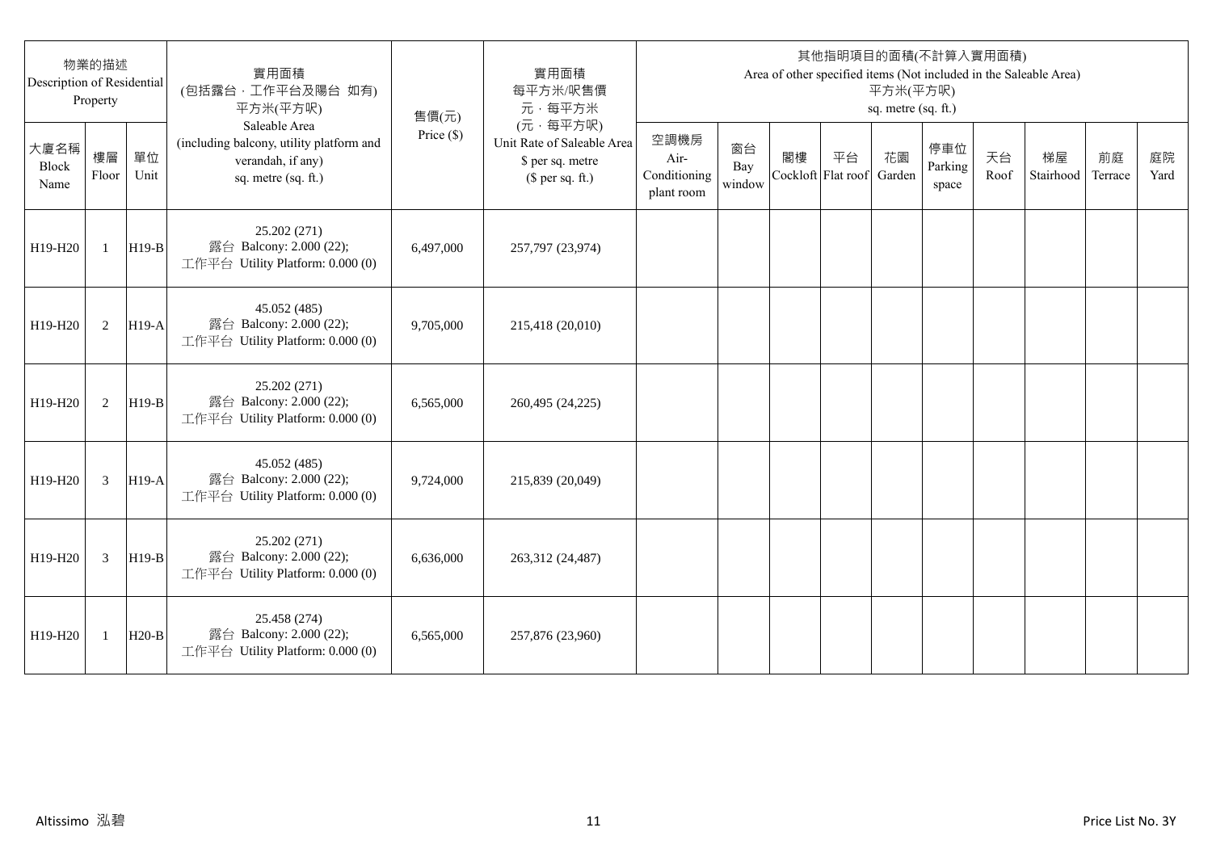| 物業的描述 Description of Residential Property | | | 實用面積 (包括露台，工作平台及陽台 如有) 平方米(平方呎) Saleable Area (including balcony, utility platform and verandah, if any) sq. metre (sq. ft.) | 售價(元) Price ($) | 實用面積 每平方米/呎售價 元，每平方米 (元，每平方呎) Unit Rate of Saleable Area $ per sq. metre ($ per sq. ft.) | 其他指明項目的面積(不計算入實用面積) Area of other specified items (Not included in the Saleable Area) 平方米(平方呎) sq. metre (sq. ft.) | | | | | | | | | |
|---|---|---|---|---|---|---|---|---|---|---|---|---|---|---|---|
| 大廈名稱 Block Name | 樓層 Floor | 單位 Unit | | | | 空調機房 Air-Conditioning plant room | 窗台 Bay window | 閣樓 Cockloft | 平台 Flat roof | 花園 Garden | 停車位 Parking space | 天台 Roof | 梯屋 Stairhood | 前庭 Terrace | 庭院 Yard |
| H19-H20 | 1 | H19-B | 25.202 (271) 露台 Balcony: 2.000 (22); 工作平台 Utility Platform: 0.000 (0) | 6,497,000 | 257,797 (23,974) | | | | | | | | | | |
| H19-H20 | 2 | H19-A | 45.052 (485) 露台 Balcony: 2.000 (22); 工作平台 Utility Platform: 0.000 (0) | 9,705,000 | 215,418 (20,010) | | | | | | | | | | |
| H19-H20 | 2 | H19-B | 25.202 (271) 露台 Balcony: 2.000 (22); 工作平台 Utility Platform: 0.000 (0) | 6,565,000 | 260,495 (24,225) | | | | | | | | | | |
| H19-H20 | 3 | H19-A | 45.052 (485) 露台 Balcony: 2.000 (22); 工作平台 Utility Platform: 0.000 (0) | 9,724,000 | 215,839 (20,049) | | | | | | | | | | |
| H19-H20 | 3 | H19-B | 25.202 (271) 露台 Balcony: 2.000 (22); 工作平台 Utility Platform: 0.000 (0) | 6,636,000 | 263,312 (24,487) | | | | | | | | | | |
| H19-H20 | 1 | H20-B | 25.458 (274) 露台 Balcony: 2.000 (22); 工作平台 Utility Platform: 0.000 (0) | 6,565,000 | 257,876 (23,960) | | | | | | | | | | |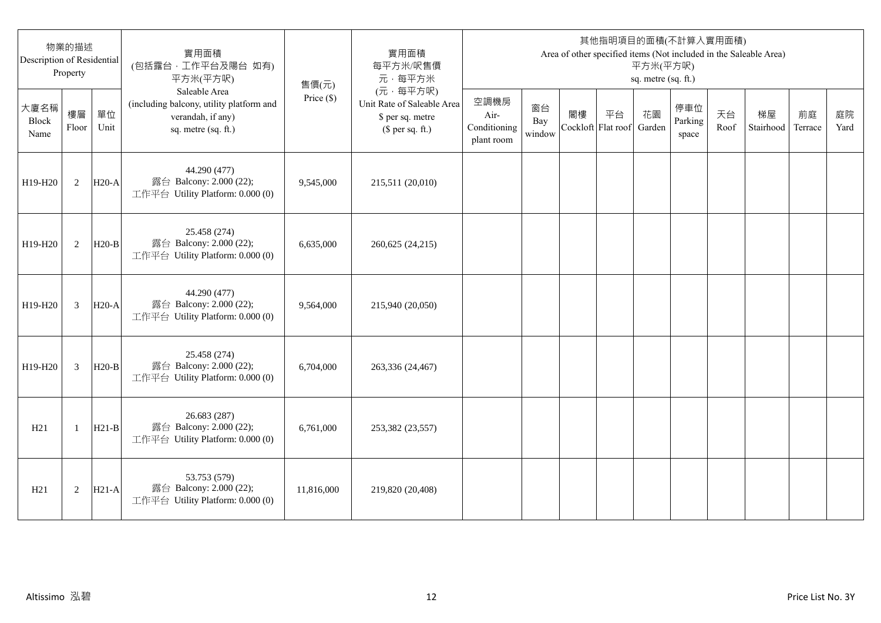| 物業的描述 Description of Residential Property | | | 實用面積 (包括露台．工作平台及陽台 如有) 平方米(平方呎) Saleable Area (including balcony, utility platform and verandah, if any) sq. metre (sq. ft.) | 售價(元) Price ($) | 實用面積 每平方米/呎售價 元．每平方米 (元．每平方呎) Unit Rate of Saleable Area $ per sq. metre ($ per sq. ft.) | 其他指明項目的面積(不計算入實用面積) Area of other specified items (Not included in the Saleable Area) 平方米(平方呎) sq. metre (sq. ft.) | | | | | | | | | |
|---|---|---|---|---|---|---|---|---|---|---|---|---|---|---|---|
| 大廈名稱 Block Name | 樓層 Floor | 單位 Unit | | | | 空調機房 Air-Conditioning plant room | 窗台 Bay window | 閣樓 Cockloft | 平台 Flat roof | 花園 Garden | 停車位 Parking space | 天台 Roof | 梯屋 Stairhood | 前庭 Terrace | 庭院 Yard |
| H19-H20 | 2 | H20-A | 44.290 (477) 露台 Balcony: 2.000 (22); 工作平台 Utility Platform: 0.000 (0) | 9,545,000 | 215,511 (20,010) | | | | | | | | | | |
| H19-H20 | 2 | H20-B | 25.458 (274) 露台 Balcony: 2.000 (22); 工作平台 Utility Platform: 0.000 (0) | 6,635,000 | 260,625 (24,215) | | | | | | | | | | |
| H19-H20 | 3 | H20-A | 44.290 (477) 露台 Balcony: 2.000 (22); 工作平台 Utility Platform: 0.000 (0) | 9,564,000 | 215,940 (20,050) | | | | | | | | | | |
| H19-H20 | 3 | H20-B | 25.458 (274) 露台 Balcony: 2.000 (22); 工作平台 Utility Platform: 0.000 (0) | 6,704,000 | 263,336 (24,467) | | | | | | | | | | |
| H21 | 1 | H21-B | 26.683 (287) 露台 Balcony: 2.000 (22); 工作平台 Utility Platform: 0.000 (0) | 6,761,000 | 253,382 (23,557) | | | | | | | | | | |
| H21 | 2 | H21-A | 53.753 (579) 露台 Balcony: 2.000 (22); 工作平台 Utility Platform: 0.000 (0) | 11,816,000 | 219,820 (20,408) | | | | | | | | | | |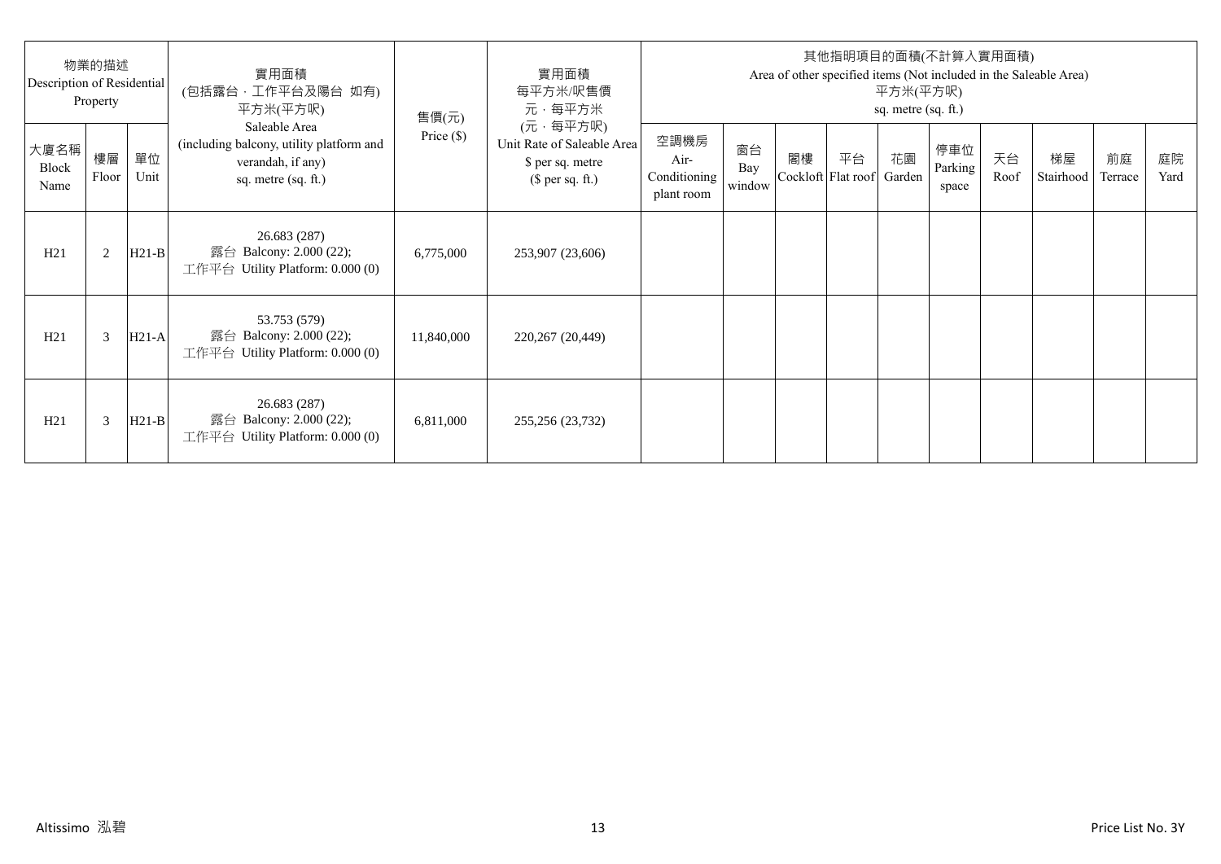| 物業的描述 Description of Residential Property | | | 實用面積 (包括露台，工作平台及陽台 如有) 平方米(平方呎) Saleable Area (including balcony, utility platform and verandah, if any) sq. metre (sq. ft.) | 售價(元) Price ($) | 實用面積 每平方米/呎售價 元，每平方米 (元，每平方呎) Unit Rate of Saleable Area $ per sq. metre ($ per sq. ft.) | 其他指明項目的面積(不計算入實用面積) Area of other specified items (Not included in the Saleable Area) 平方米(平方呎) sq. metre (sq. ft.) | | | | | | | | | |
|---|---|---|---|---|---|---|---|---|---|---|---|---|---|---|---|
| 大廈名稱 Block Name | 樓層 Floor | 單位 Unit | | | | 空調機房 Air-Conditioning plant room | 窗台 Bay window | 閣樓 Cockloft | 平台 Flat roof | 花園 Garden | 停車位 Parking space | 天台 Roof | 梯屋 Stairhood | 前庭 Terrace | 庭院 Yard |
| H21 | 2 | H21-B | 26.683 (287) 露台 Balcony: 2.000 (22); 工作平台 Utility Platform: 0.000 (0) | 6,775,000 | 253,907 (23,606) | | | | | | | | | | |
| H21 | 3 | H21-A | 53.753 (579) 露台 Balcony: 2.000 (22); 工作平台 Utility Platform: 0.000 (0) | 11,840,000 | 220,267 (20,449) | | | | | | | | | | |
| H21 | 3 | H21-B | 26.683 (287) 露台 Balcony: 2.000 (22); 工作平台 Utility Platform: 0.000 (0) | 6,811,000 | 255,256 (23,732) | | | | | | | | | | |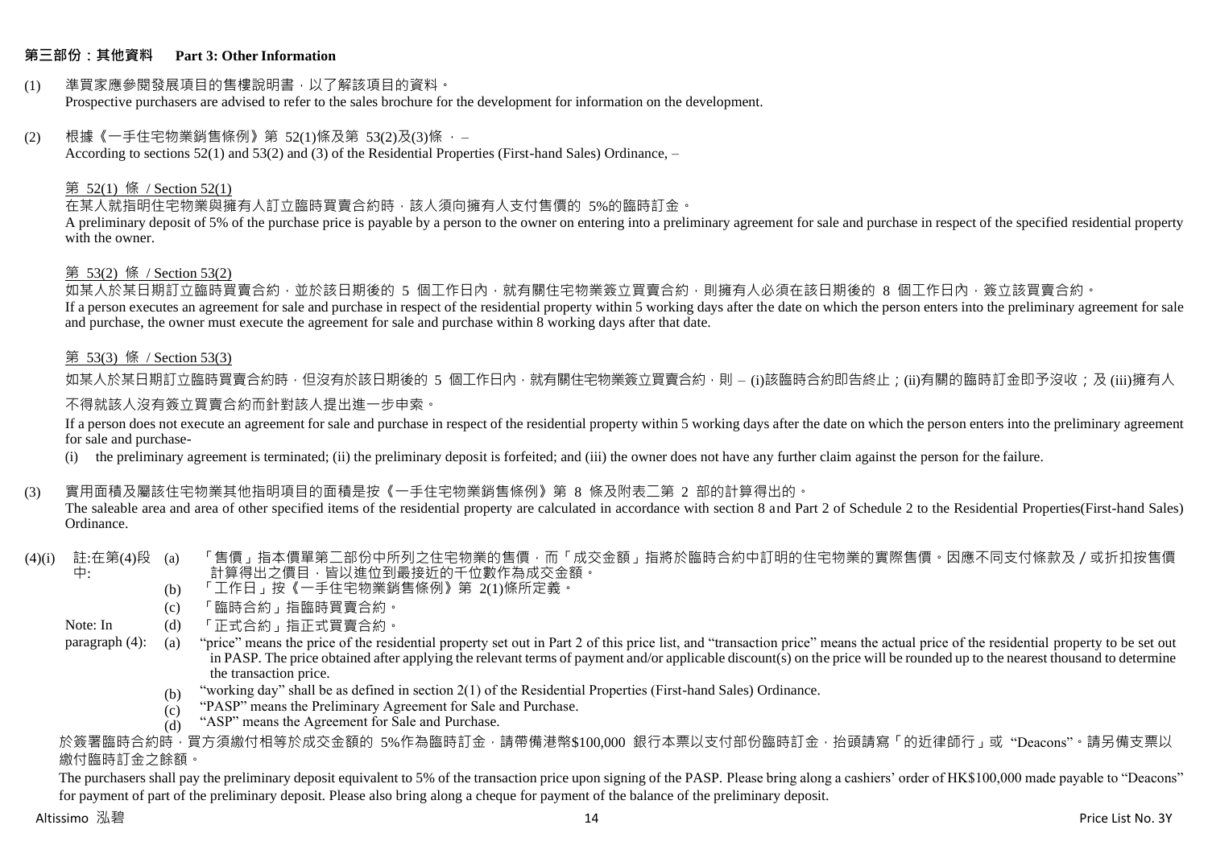## 第三部份：其他資料 Part 3: Other Information

(1) 準買家應參閱發展項目的售樓說明書，以了解該項目的資料。
Prospective purchasers are advised to refer to the sales brochure for the development for information on the development.

(2) 根據《一手住宅物業銷售條例》第 52(1)條及第 53(2)及(3)條 ， –
According to sections 52(1) and 53(2) and (3) of the Residential Properties (First-hand Sales) Ordinance, –

第 52(1) 條 / Section 52(1)

在某人就指明住宅物業與擁有人訂立臨時買賣合約時，該人須向擁有人支付售價的 5%的臨時訂金。
A preliminary deposit of 5% of the purchase price is payable by a person to the owner on entering into a preliminary agreement for sale and purchase in respect of the specified residential property with the owner.

第 53(2) 條 / Section 53(2)

如某人於某日期訂立臨時買賣合約，並於該日期後的 5 個工作日內，就有關住宅物業簽立買賣合約，則擁有人必須在該日期後的 8 個工作日內，簽立該買賣合約。
If a person executes an agreement for sale and purchase in respect of the residential property within 5 working days after the date on which the person enters into the preliminary agreement for sale and purchase, the owner must execute the agreement for sale and purchase within 8 working days after that date.

第 53(3) 條 / Section 53(3)

如某人於某日期訂立臨時買賣合約時，但沒有於該日期後的 5 個工作日內，就有關住宅物業簽立買賣合約，則 – (i)該臨時合約即告終止；(ii)有關的臨時訂金即予沒收；及 (iii)擁有人不得就該人沒有簽立買賣合約而針對該人提出進一步申索。

If a person does not execute an agreement for sale and purchase in respect of the residential property within 5 working days after the date on which the person enters into the preliminary agreement for sale and purchase-

(i) the preliminary agreement is terminated; (ii) the preliminary deposit is forfeited; and (iii) the owner does not have any further claim against the person for the failure.

(3) 實用面積及屬該住宅物業其他指明項目的面積是按《一手住宅物業銷售條例》第 8 條及附表二第 2 部的計算得出的。
The saleable area and area of other specified items of the residential property are calculated in accordance with section 8 and Part 2 of Schedule 2 to the Residential Properties(First-hand Sales) Ordinance.

(4)(i) 註:在第(4)段中:
(a) 「售價」指本價單第二部份中所列之住宅物業的售價，而「成交金額」指將於臨時合約中訂明的住宅物業的實際售價。因應不同支付條款及／或折扣按售價計算得出之價目，皆以進位到最接近的千位數作為成交金額。
(b) 「工作日」按《一手住宅物業銷售條例》第 2(1)條所定義。
(c) 「臨時合約」指臨時買賣合約。
(d) 「正式合約」指正式買賣合約。

Note: In paragraph (4):
(a) "price" means the price of the residential property set out in Part 2 of this price list, and "transaction price" means the actual price of the residential property to be set out in PASP. The price obtained after applying the relevant terms of payment and/or applicable discount(s) on the price will be rounded up to the nearest thousand to determine the transaction price.
(b) "working day" shall be as defined in section 2(1) of the Residential Properties (First-hand Sales) Ordinance.
(c) "PASP" means the Preliminary Agreement for Sale and Purchase.
(d) "ASP" means the Agreement for Sale and Purchase.

於簽署臨時合約時，買方須繳付相等於成交金額的 5%作為臨時訂金，請帶備港幣$100,000 銀行本票以支付部份臨時訂金，抬頭請寫「的近律師行」或 "Deacons"。請另備支票以繳付臨時訂金之餘額。

The purchasers shall pay the preliminary deposit equivalent to 5% of the transaction price upon signing of the PASP. Please bring along a cashiers' order of HK$100,000 made payable to "Deacons" for payment of part of the preliminary deposit. Please also bring along a cheque for payment of the balance of the preliminary deposit.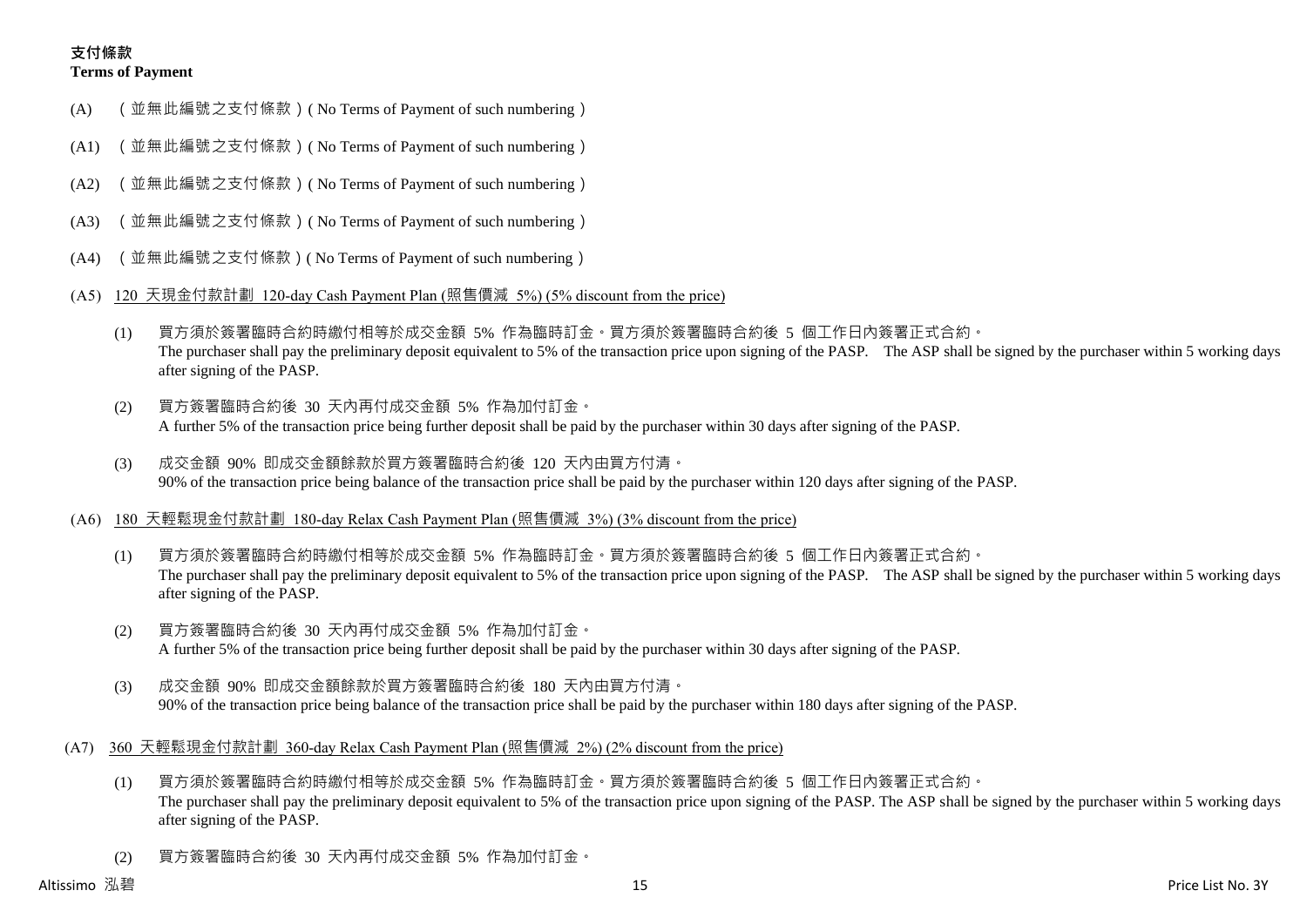**支付條款**
**Terms of Payment**

(A) （並無此編號之支付條款）( No Terms of Payment of such numbering )

(A1) （並無此編號之支付條款）( No Terms of Payment of such numbering )

(A2) （並無此編號之支付條款）( No Terms of Payment of such numbering )

(A3) （並無此編號之支付條款）( No Terms of Payment of such numbering )

(A4) （並無此編號之支付條款）( No Terms of Payment of such numbering )

(A5) <u>120 天現金付款計劃 120-day Cash Payment Plan (照售價減 5%) (5% discount from the price)</u>

(1) 買方須於簽署臨時合約時繳付相等於成交金額 5% 作為臨時訂金。買方須於簽署臨時合約後 5 個工作日內簽署正式合約。
The purchaser shall pay the preliminary deposit equivalent to 5% of the transaction price upon signing of the PASP. The ASP shall be signed by the purchaser within 5 working days after signing of the PASP.

(2) 買方簽署臨時合約後 30 天內再付成交金額 5% 作為加付訂金。
A further 5% of the transaction price being further deposit shall be paid by the purchaser within 30 days after signing of the PASP.

(3) 成交金額 90% 即成交金額餘款於買方簽署臨時合約後 120 天內由買方付清。
90% of the transaction price being balance of the transaction price shall be paid by the purchaser within 120 days after signing of the PASP.

(A6) <u>180 天輕鬆現金付款計劃 180-day Relax Cash Payment Plan (照售價減 3%) (3% discount from the price)</u>

(1) 買方須於簽署臨時合約時繳付相等於成交金額 5% 作為臨時訂金。買方須於簽署臨時合約後 5 個工作日內簽署正式合約。
The purchaser shall pay the preliminary deposit equivalent to 5% of the transaction price upon signing of the PASP. The ASP shall be signed by the purchaser within 5 working days after signing of the PASP.

(2) 買方簽署臨時合約後 30 天內再付成交金額 5% 作為加付訂金。
A further 5% of the transaction price being further deposit shall be paid by the purchaser within 30 days after signing of the PASP.

(3) 成交金額 90% 即成交金額餘款於買方簽署臨時合約後 180 天內由買方付清。
90% of the transaction price being balance of the transaction price shall be paid by the purchaser within 180 days after signing of the PASP.

(A7) <u>360 天輕鬆現金付款計劃 360-day Relax Cash Payment Plan (照售價減 2%) (2% discount from the price)</u>

(1) 買方須於簽署臨時合約時繳付相等於成交金額 5% 作為臨時訂金。買方須於簽署臨時合約後 5 個工作日內簽署正式合約。
The purchaser shall pay the preliminary deposit equivalent to 5% of the transaction price upon signing of the PASP. The ASP shall be signed by the purchaser within 5 working days after signing of the PASP.

(2) 買方簽署臨時合約後 30 天內再付成交金額 5% 作為加付訂金。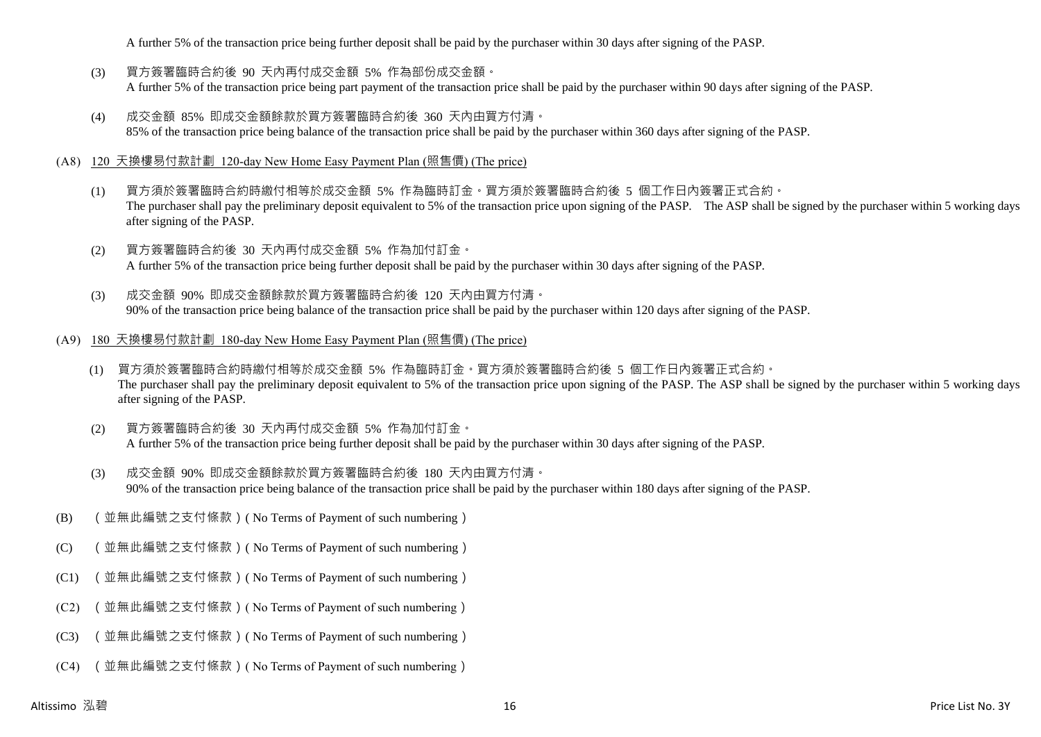A further 5% of the transaction price being further deposit shall be paid by the purchaser within 30 days after signing of the PASP.

(3) 買方簽署臨時合約後 90 天內再付成交金額 5% 作為部份成交金額。
A further 5% of the transaction price being part payment of the transaction price shall be paid by the purchaser within 90 days after signing of the PASP.

(4) 成交金額 85% 即成交金額餘款於買方簽署臨時合約後 360 天內由買方付清。
85% of the transaction price being balance of the transaction price shall be paid by the purchaser within 360 days after signing of the PASP.

(A8) 120 天換樓易付款計劃 120-day New Home Easy Payment Plan (照售價) (The price)

(1) 買方須於簽署臨時合約時繳付相等於成交金額 5% 作為臨時訂金。買方須於簽署臨時合約後 5 個工作日內簽署正式合約。
The purchaser shall pay the preliminary deposit equivalent to 5% of the transaction price upon signing of the PASP. The ASP shall be signed by the purchaser within 5 working days after signing of the PASP.

(2) 買方簽署臨時合約後 30 天內再付成交金額 5% 作為加付訂金。
A further 5% of the transaction price being further deposit shall be paid by the purchaser within 30 days after signing of the PASP.

(3) 成交金額 90% 即成交金額餘款於買方簽署臨時合約後 120 天內由買方付清。
90% of the transaction price being balance of the transaction price shall be paid by the purchaser within 120 days after signing of the PASP.

(A9) 180 天換樓易付款計劃 180-day New Home Easy Payment Plan (照售價) (The price)

(1) 買方須於簽署臨時合約時繳付相等於成交金額 5% 作為臨時訂金。買方須於簽署臨時合約後 5 個工作日內簽署正式合約。
The purchaser shall pay the preliminary deposit equivalent to 5% of the transaction price upon signing of the PASP. The ASP shall be signed by the purchaser within 5 working days after signing of the PASP.

(2) 買方簽署臨時合約後 30 天內再付成交金額 5% 作為加付訂金。
A further 5% of the transaction price being further deposit shall be paid by the purchaser within 30 days after signing of the PASP.

(3) 成交金額 90% 即成交金額餘款於買方簽署臨時合約後 180 天內由買方付清。
90% of the transaction price being balance of the transaction price shall be paid by the purchaser within 180 days after signing of the PASP.

(B) （並無此編號之支付條款）( No Terms of Payment of such numbering）

(C) （並無此編號之支付條款）( No Terms of Payment of such numbering）

(C1) （並無此編號之支付條款）( No Terms of Payment of such numbering）

(C2) （並無此編號之支付條款）( No Terms of Payment of such numbering）

(C3) （並無此編號之支付條款）( No Terms of Payment of such numbering）

(C4) （並無此編號之支付條款）( No Terms of Payment of such numbering）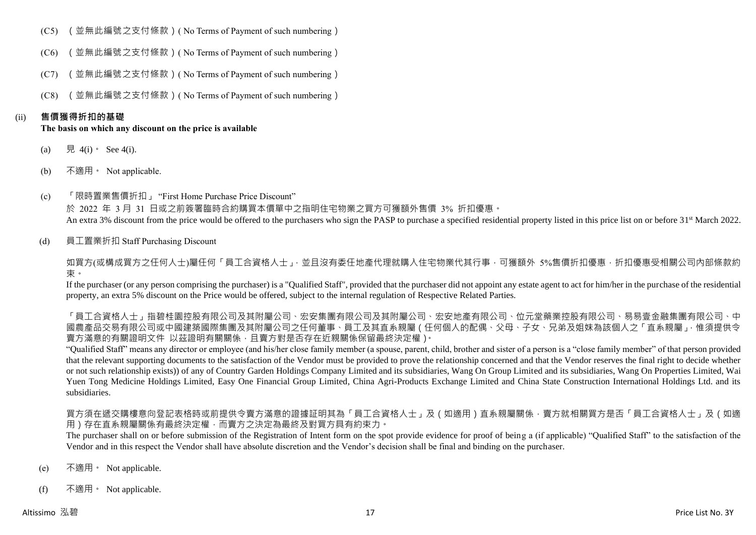(C5) （並無此編號之支付條款）( No Terms of Payment of such numbering）

(C6) （並無此編號之支付條款）( No Terms of Payment of such numbering）

(C7) （並無此編號之支付條款）( No Terms of Payment of such numbering）

(C8) （並無此編號之支付條款）( No Terms of Payment of such numbering）

(ii) **售價獲得折扣的基礎**
**The basis on which any discount on the price is available**

(a) 見 4(i)。 See 4(i).

(b) 不適用。 Not applicable.

(c) 「限時置業售價折扣」 "First Home Purchase Price Discount"
於 2022 年 3 月 31 日或之前簽署臨時合約購買本價單中之指明住宅物業之買方可獲額外售價 3% 折扣優惠。
An extra 3% discount from the price would be offered to the purchasers who sign the PASP to purchase a specified residential property listed in this price list on or before 31st March 2022.

(d) 員工置業折扣 Staff Purchasing Discount

如買方(或構成買方之任何人士)屬任何「員工合資格人士」，並且沒有委任地產代理就購入住宅物業代其行事，可獲額外 5%售價折扣優惠，折扣優惠受相關公司內部條款約束。
If the purchaser (or any person comprising the purchaser) is a "Qualified Staff", provided that the purchaser did not appoint any estate agent to act for him/her in the purchase of the residential property, an extra 5% discount on the Price would be offered, subject to the internal regulation of Respective Related Parties.

「員工合資格人士」指碧桂園控股有限公司及其附屬公司、宏安集團有限公司及其附屬公司、宏安地產有限公司、位元堂藥業控股有限公司、易易壹金融集團有限公司、中國農產品交易有限公司或中國建築國際集團及其附屬公司之任何董事、員工及其直系親屬（任何個人的配偶、父母、子女、兄弟及姐妹為該個人之「直系親屬」，惟須提供令賣方滿意的有關證明文件 以茲證明有關關係，且賣方對是否存在近親關係保留最終決定權）。
"Qualified Staff" means any director or employee (and his/her close family member (a spouse, parent, child, brother and sister of a person is a "close family member" of that person provided that the relevant supporting documents to the satisfaction of the Vendor must be provided to prove the relationship concerned and that the Vendor reserves the final right to decide whether or not such relationship exists)) of any of Country Garden Holdings Company Limited and its subsidiaries, Wang On Group Limited and its subsidiaries, Wang On Properties Limited, Wai Yuen Tong Medicine Holdings Limited, Easy One Financial Group Limited, China Agri-Products Exchange Limited and China State Construction International Holdings Ltd. and its subsidiaries.

買方須在遞交購樓意向登記表格時或前提供令賣方滿意的證據証明其為「員工合資格人士」及（如適用）直系親屬關係，賣方就相關買方是否「員工合資格人士」及（如適用）存在直系親屬關係有最終決定權，而賣方之決定為最終及對買方具有約束力。
The purchaser shall on or before submission of the Registration of Intent form on the spot provide evidence for proof of being a (if applicable) "Qualified Staff" to the satisfaction of the Vendor and in this respect the Vendor shall have absolute discretion and the Vendor's decision shall be final and binding on the purchaser.

(e) 不適用。 Not applicable.

(f) 不適用。 Not applicable.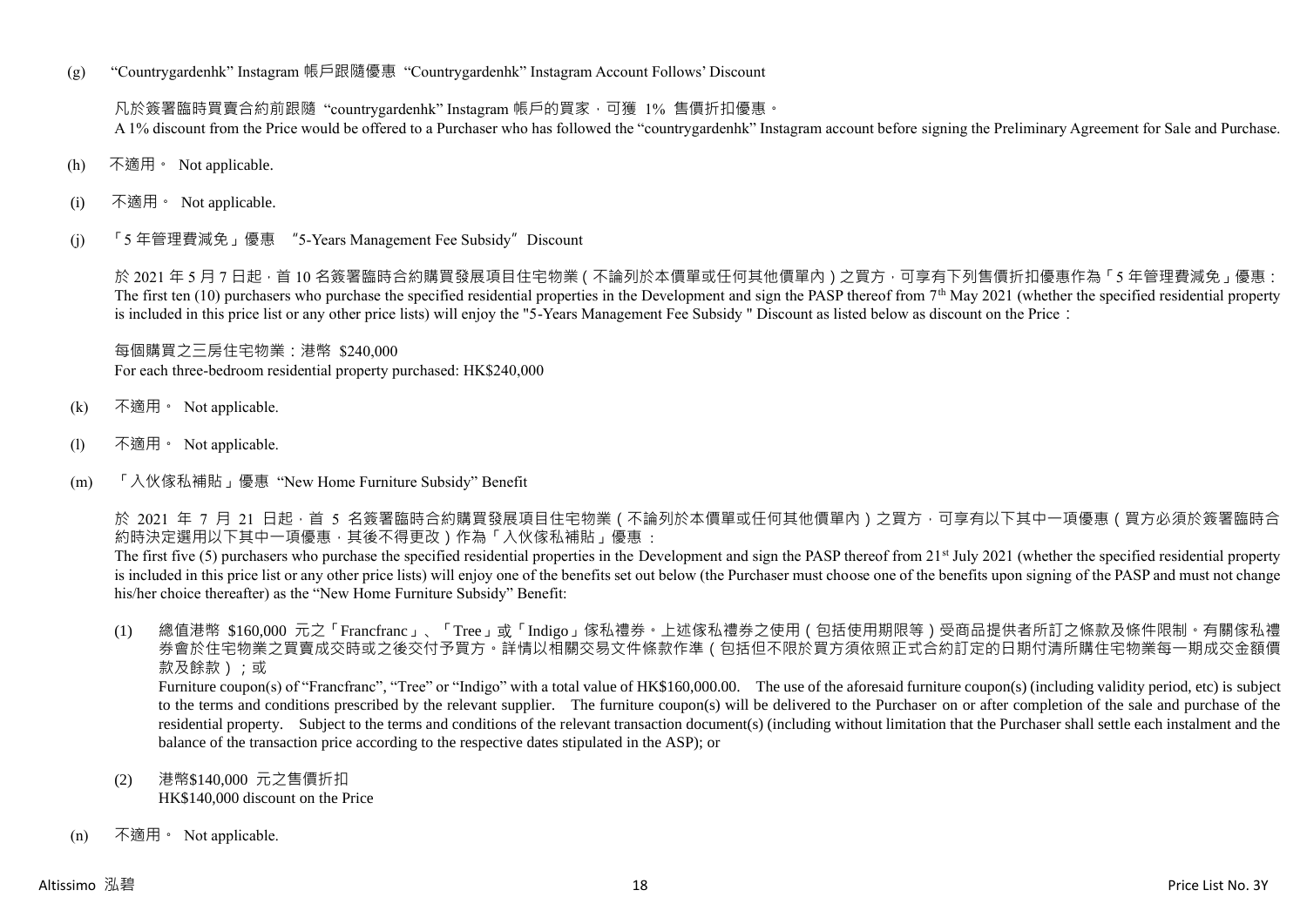(g) "Countrygardenhk" Instagram 帳戶跟隨優惠 "Countrygardenhk" Instagram Account Follows' Discount

凡於簽署臨時買賣合約前跟隨 "countrygardenhk" Instagram 帳戶的買家，可獲 1% 售價折扣優惠。
A 1% discount from the Price would be offered to a Purchaser who has followed the "countrygardenhk" Instagram account before signing the Preliminary Agreement for Sale and Purchase.

(h) 不適用。 Not applicable.

(i) 不適用。 Not applicable.

(j) 「5 年管理費減免」優惠 "5-Years Management Fee Subsidy" Discount

於 2021 年 5 月 7 日起，首 10 名簽署臨時合約購買發展項目住宅物業（不論列於本價單或任何其他價單內）之買方，可享有下列售價折扣優惠作為「5 年管理費減免」優惠：
The first ten (10) purchasers who purchase the specified residential properties in the Development and sign the PASP thereof from 7th May 2021 (whether the specified residential property is included in this price list or any other price lists) will enjoy the "5-Years Management Fee Subsidy " Discount as listed below as discount on the Price：

每個購買之三房住宅物業：港幣 $240,000
For each three-bedroom residential property purchased: HK$240,000

(k) 不適用。 Not applicable.

(l) 不適用。 Not applicable.

(m) 「入伙傢私補貼」優惠 "New Home Furniture Subsidy" Benefit

於 2021 年 7 月 21 日起，首 5 名簽署臨時合約購買發展項目住宅物業（不論列於本價單或任何其他價單內）之買方，可享有以下其中一項優惠（買方必須於簽署臨時合約時決定選用以下其中一項優惠，其後不得更改）作為「入伙傢私補貼」優惠：
The first five (5) purchasers who purchase the specified residential properties in the Development and sign the PASP thereof from 21st July 2021 (whether the specified residential property is included in this price list or any other price lists) will enjoy one of the benefits set out below (the Purchaser must choose one of the benefits upon signing of the PASP and must not change his/her choice thereafter) as the "New Home Furniture Subsidy" Benefit:

(1) 總值港幣 $160,000 元之「Francfranc」、「Tree」或「Indigo」傢私禮券。上述傢私禮券之使用（包括使用期限等）受商品提供者所訂之條款及條件限制。有關傢私禮券會於住宅物業之買賣成交時或之後交付予買方。詳情以相關交易文件條款作準（包括但不限於買方須依照正式合約訂定的日期付清所購住宅物業每一期成交金額價款及餘款）；或
Furniture coupon(s) of "Francfranc", "Tree" or "Indigo" with a total value of HK$160,000.00. The use of the aforesaid furniture coupon(s) (including validity period, etc) is subject to the terms and conditions prescribed by the relevant supplier. The furniture coupon(s) will be delivered to the Purchaser on or after completion of the sale and purchase of the residential property. Subject to the terms and conditions of the relevant transaction document(s) (including without limitation that the Purchaser shall settle each instalment and the balance of the transaction price according to the respective dates stipulated in the ASP); or

(2) 港幣$140,000 元之售價折扣
HK$140,000 discount on the Price

(n) 不適用。 Not applicable.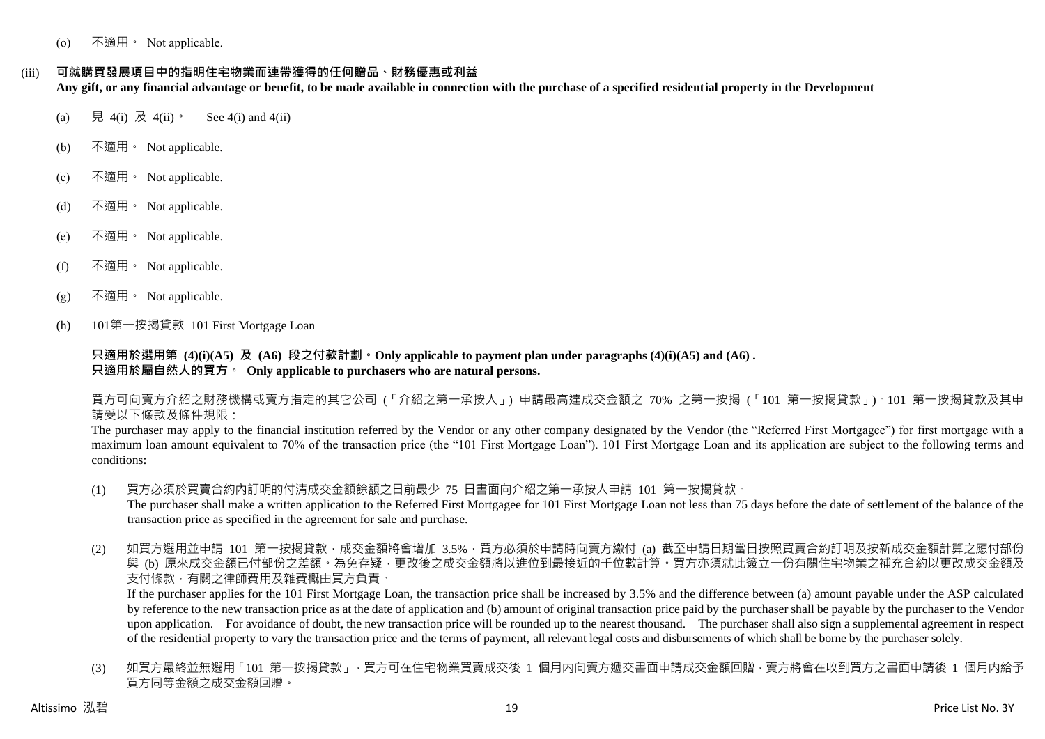(o) 不適用。 Not applicable.

(iii) **可就購買發展項目中的指明住宅物業而連帶獲得的任何贈品、財務優惠或利益**
**Any gift, or any financial advantage or benefit, to be made available in connection with the purchase of a specified residential property in the Development**

(a) 見 4(i) 及 4(ii)。 See 4(i) and 4(ii)

(b) 不適用。 Not applicable.

(c) 不適用。 Not applicable.

(d) 不適用。 Not applicable.

(e) 不適用。 Not applicable.

(f) 不適用。 Not applicable.

(g) 不適用。 Not applicable.

(h) 101第一按揭貸款 101 First Mortgage Loan

**只適用於選用第 (4)(i)(A5) 及 (A6) 段之付款計劃。Only applicable to payment plan under paragraphs (4)(i)(A5) and (A6) .**
**只適用於屬自然人的買方。 Only applicable to purchasers who are natural persons.**

買方可向賣方介紹之財務機構或賣方指定的其它公司 (「介紹之第一承按人」) 申請最高達成交金額之 70% 之第一按揭 (「101 第一按揭貸款」)。101 第一按揭貸款及其申請受以下條款及條件規限：

The purchaser may apply to the financial institution referred by the Vendor or any other company designated by the Vendor (the "Referred First Mortgagee") for first mortgage with a maximum loan amount equivalent to 70% of the transaction price (the "101 First Mortgage Loan"). 101 First Mortgage Loan and its application are subject to the following terms and conditions:

(1) 買方必須於買賣合約內訂明的付清成交金額餘額之日前最少 75 日書面向介紹之第一承按人申請 101 第一按揭貸款。
The purchaser shall make a written application to the Referred First Mortgagee for 101 First Mortgage Loan not less than 75 days before the date of settlement of the balance of the transaction price as specified in the agreement for sale and purchase.

(2) 如買方選用並申請 101 第一按揭貸款，成交金額將會增加 3.5%，買方必須於申請時向賣方繳付 (a) 截至申請日期當日按照買賣合約訂明及按新成交金額計算之應付部份與 (b) 原來成交金額已付部份之差額。為免存疑，更改後之成交金額將以進位到最接近的千位數計算。買方亦須就此簽立一份有關住宅物業之補充合約以更改成交金額及支付條款，有關之律師費用及雜費概由買方負責。
If the purchaser applies for the 101 First Mortgage Loan, the transaction price shall be increased by 3.5% and the difference between (a) amount payable under the ASP calculated by reference to the new transaction price as at the date of application and (b) amount of original transaction price paid by the purchaser shall be payable by the purchaser to the Vendor upon application. For avoidance of doubt, the new transaction price will be rounded up to the nearest thousand. The purchaser shall also sign a supplemental agreement in respect of the residential property to vary the transaction price and the terms of payment, all relevant legal costs and disbursements of which shall be borne by the purchaser solely.

(3) 如買方最終並無選用「101 第一按揭貸款」，買方可在住宅物業買賣成交後 1 個月內向賣方遞交書面申請成交金額回贈，賣方將會在收到買方之書面申請後 1 個月內給予買方同等金額之成交金額回贈。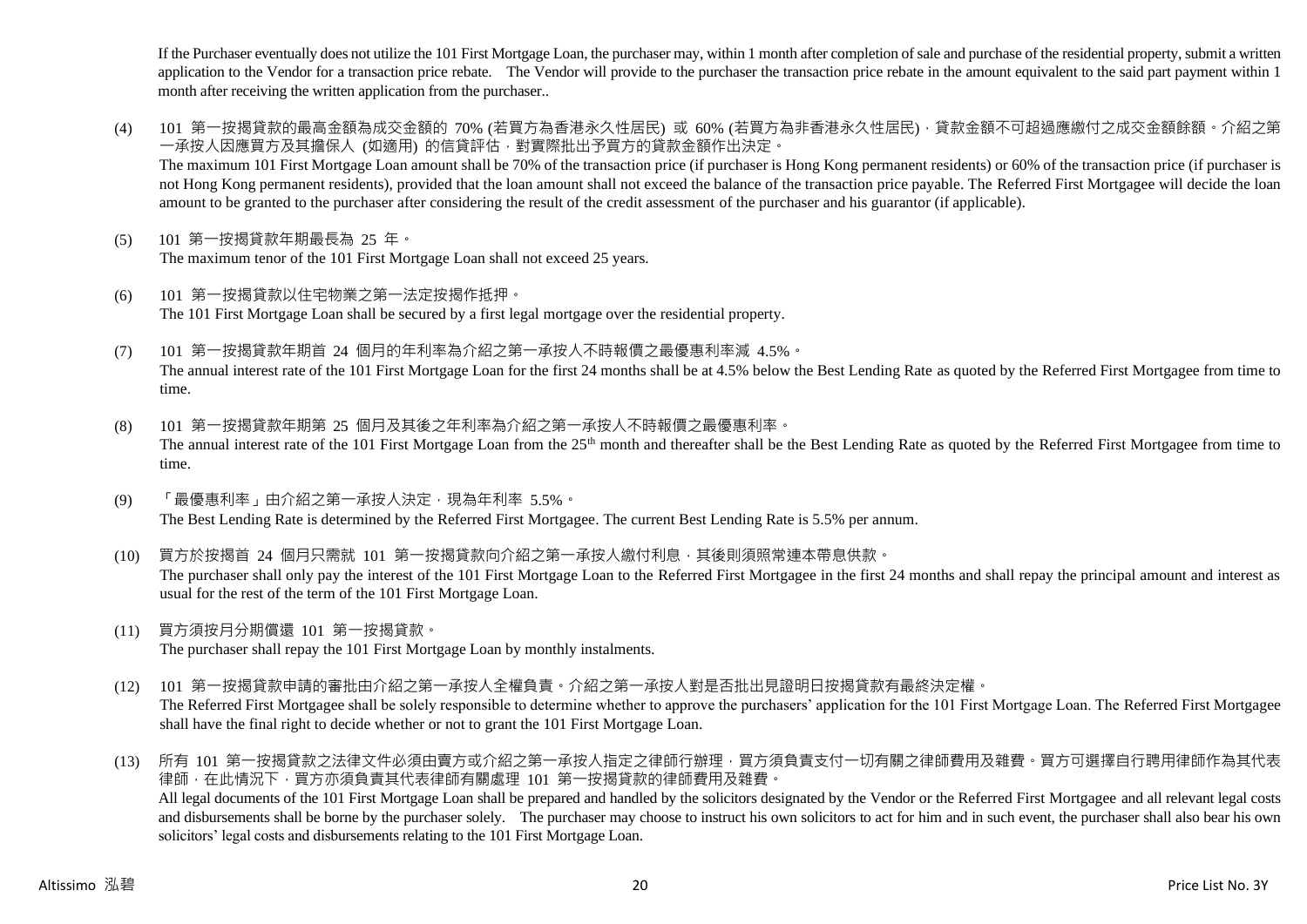If the Purchaser eventually does not utilize the 101 First Mortgage Loan, the purchaser may, within 1 month after completion of sale and purchase of the residential property, submit a written application to the Vendor for a transaction price rebate. The Vendor will provide to the purchaser the transaction price rebate in the amount equivalent to the said part payment within 1 month after receiving the written application from the purchaser..

(4) 101 第一按揭貸款的最高金額為成交金額的 70% (若買方為香港永久性居民) 或 60% (若買方為非香港永久性居民)，貸款金額不可超過應繳付之成交金額餘額。介紹之第一承按人因應買方及其擔保人 (如適用) 的信貸評估，對實際批出予買方的貸款金額作出決定。
The maximum 101 First Mortgage Loan amount shall be 70% of the transaction price (if purchaser is Hong Kong permanent residents) or 60% of the transaction price (if purchaser is not Hong Kong permanent residents), provided that the loan amount shall not exceed the balance of the transaction price payable. The Referred First Mortgagee will decide the loan amount to be granted to the purchaser after considering the result of the credit assessment of the purchaser and his guarantor (if applicable).

(5) 101 第一按揭貸款年期最長為 25 年。
The maximum tenor of the 101 First Mortgage Loan shall not exceed 25 years.

(6) 101 第一按揭貸款以住宅物業之第一法定按揭作抵押。
The 101 First Mortgage Loan shall be secured by a first legal mortgage over the residential property.

(7) 101 第一按揭貸款年期首 24 個月的年利率為介紹之第一承按人不時報價之最優惠利率減 4.5%。
The annual interest rate of the 101 First Mortgage Loan for the first 24 months shall be at 4.5% below the Best Lending Rate as quoted by the Referred First Mortgagee from time to time.

(8) 101 第一按揭貸款年期第 25 個月及其後之年利率為介紹之第一承按人不時報價之最優惠利率。
The annual interest rate of the 101 First Mortgage Loan from the 25th month and thereafter shall be the Best Lending Rate as quoted by the Referred First Mortgagee from time to time.

(9) 「最優惠利率」由介紹之第一承按人決定，現為年利率 5.5%。
The Best Lending Rate is determined by the Referred First Mortgagee. The current Best Lending Rate is 5.5% per annum.

(10) 買方於按揭首 24 個月只需就 101 第一按揭貸款向介紹之第一承按人繳付利息，其後則須照常連本帶息供款。
The purchaser shall only pay the interest of the 101 First Mortgage Loan to the Referred First Mortgagee in the first 24 months and shall repay the principal amount and interest as usual for the rest of the term of the 101 First Mortgage Loan.

(11) 買方須按月分期償還 101 第一按揭貸款。
The purchaser shall repay the 101 First Mortgage Loan by monthly instalments.

(12) 101 第一按揭貸款申請的審批由介紹之第一承按人全權負責。介紹之第一承按人對是否批出見證明日按揭貸款有最終決定權。
The Referred First Mortgagee shall be solely responsible to determine whether to approve the purchasers' application for the 101 First Mortgage Loan. The Referred First Mortgagee shall have the final right to decide whether or not to grant the 101 First Mortgage Loan.

(13) 所有 101 第一按揭貸款之法律文件必須由賣方或介紹之第一承按人指定之律師行辦理，買方須負責支付一切有關之律師費用及雜費。買方可選擇自行聘用律師作為其代表律師，在此情況下，買方亦須負責其代表律師有關處理 101 第一按揭貸款的律師費用及雜費。
All legal documents of the 101 First Mortgage Loan shall be prepared and handled by the solicitors designated by the Vendor or the Referred First Mortgagee and all relevant legal costs and disbursements shall be borne by the purchaser solely. The purchaser may choose to instruct his own solicitors to act for him and in such event, the purchaser shall also bear his own solicitors' legal costs and disbursements relating to the 101 First Mortgage Loan.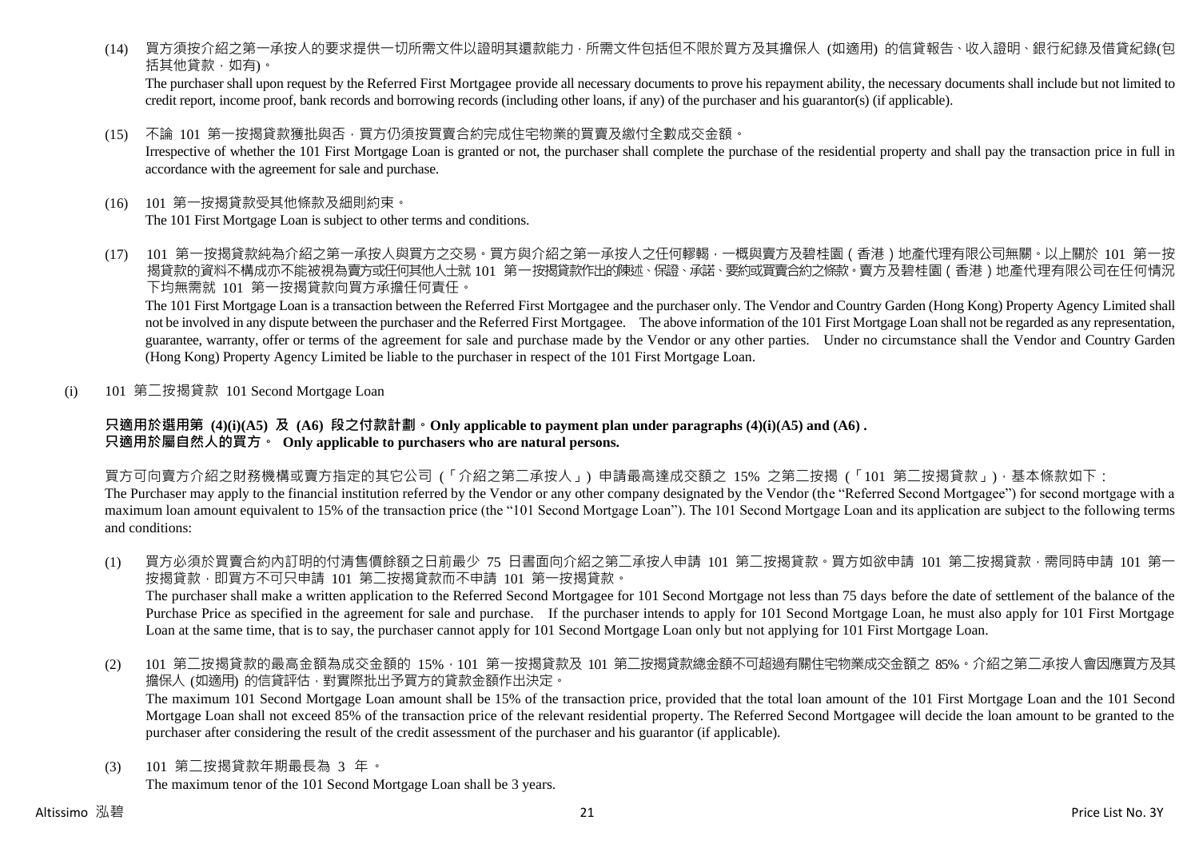(14) 買方須按介紹之第一承按人的要求提供一切所需文件以證明其還款能力，所需文件包括但不限於買方及其擔保人 (如適用) 的信貸報告、收入證明、銀行紀錄及借貸紀錄(包括其他貸款，如有)。
The purchaser shall upon request by the Referred First Mortgagee provide all necessary documents to prove his repayment ability, the necessary documents shall include but not limited to credit report, income proof, bank records and borrowing records (including other loans, if any) of the purchaser and his guarantor(s) (if applicable).

(15) 不論 101 第一按揭貸款獲批與否，買方仍須按買賣合約完成住宅物業的買賣及繳付全數成交金額。
Irrespective of whether the 101 First Mortgage Loan is granted or not, the purchaser shall complete the purchase of the residential property and shall pay the transaction price in full in accordance with the agreement for sale and purchase.

(16) 101 第一按揭貸款受其他條款及細則約束。
The 101 First Mortgage Loan is subject to other terms and conditions.

(17) 101 第一按揭貸款純為介紹之第一承按人與買方之交易。買方與介紹之第一承按人之任何轇輵，一概與賣方及碧桂園（香港）地產代理有限公司無關。以上關於 101 第一按揭貸款的資料不構成亦不能被視為賣方或任何其他人士就 101 第一按揭貸款作出的陳述、保證、承諾、要約或買賣合約之條款。賣方及碧桂園（香港）地產代理有限公司在任何情況下均無需就 101 第一按揭貸款向買方承擔任何責任。
The 101 First Mortgage Loan is a transaction between the Referred First Mortgagee and the purchaser only. The Vendor and Country Garden (Hong Kong) Property Agency Limited shall not be involved in any dispute between the purchaser and the Referred First Mortgagee. The above information of the 101 First Mortgage Loan shall not be regarded as any representation, guarantee, warranty, offer or terms of the agreement for sale and purchase made by the Vendor or any other parties. Under no circumstance shall the Vendor and Country Garden (Hong Kong) Property Agency Limited be liable to the purchaser in respect of the 101 First Mortgage Loan.

(i) 101 第二按揭貸款 101 Second Mortgage Loan

**只適用於選用第 (4)(i)(A5) 及 (A6) 段之付款計劃。Only applicable to payment plan under paragraphs (4)(i)(A5) and (A6) .**
**只適用於屬自然人的買方。 Only applicable to purchasers who are natural persons.**

買方可向賣方介紹之財務機構或賣方指定的其它公司 (「介紹之第二承按人」) 申請最高達成交額之 15% 之第二按揭 (「101 第二按揭貸款」)，基本條款如下：
The Purchaser may apply to the financial institution referred by the Vendor or any other company designated by the Vendor (the "Referred Second Mortgagee") for second mortgage with a maximum loan amount equivalent to 15% of the transaction price (the "101 Second Mortgage Loan"). The 101 Second Mortgage Loan and its application are subject to the following terms and conditions:

(1) 買方必須於買賣合約內訂明的付清售價餘額之日前最少 75 日書面向介紹之第二承按人申請 101 第二按揭貸款。買方如欲申請 101 第二按揭貸款，需同時申請 101 第一按揭貸款，即買方不可只申請 101 第二按揭貸款而不申請 101 第一按揭貸款。
The purchaser shall make a written application to the Referred Second Mortgagee for 101 Second Mortgage not less than 75 days before the date of settlement of the balance of the Purchase Price as specified in the agreement for sale and purchase. If the purchaser intends to apply for 101 Second Mortgage Loan, he must also apply for 101 First Mortgage Loan at the same time, that is to say, the purchaser cannot apply for 101 Second Mortgage Loan only but not applying for 101 First Mortgage Loan.

(2) 101 第二按揭貸款的最高金額為成交金額的 15%，101 第一按揭貸款及 101 第二按揭貸款總金額不可超過有關住宅物業成交金額之 85%。介紹之第二承按人會因應買方及其擔保人 (如適用) 的信貸評估，對實際批出予買方的貸款金額作出決定。
The maximum 101 Second Mortgage Loan amount shall be 15% of the transaction price, provided that the total loan amount of the 101 First Mortgage Loan and the 101 Second Mortgage Loan shall not exceed 85% of the transaction price of the relevant residential property. The Referred Second Mortgagee will decide the loan amount to be granted to the purchaser after considering the result of the credit assessment of the purchaser and his guarantor (if applicable).

(3) 101 第二按揭貸款年期最長為 3 年。
The maximum tenor of the 101 Second Mortgage Loan shall be 3 years.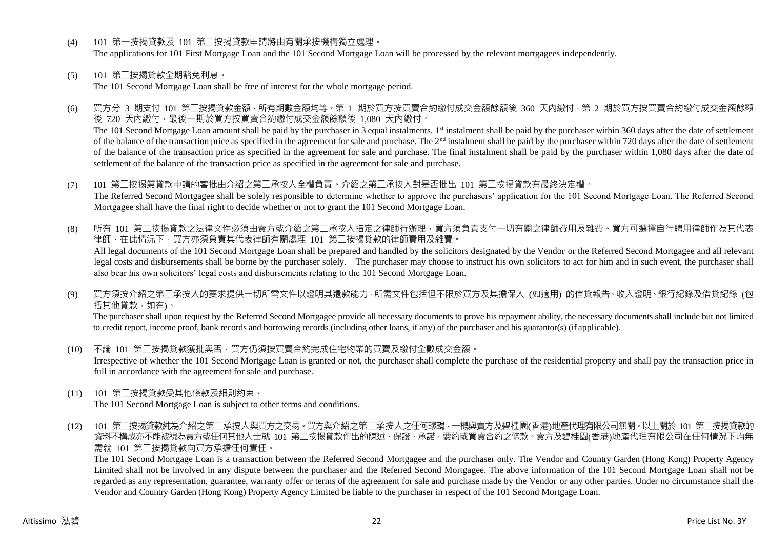(4) 101 第一按揭貸款及 101 第二按揭貸款申請將由有關承按機構獨立處理。
The applications for 101 First Mortgage Loan and the 101 Second Mortgage Loan will be processed by the relevant mortgagees independently.

(5) 101 第二按揭貸款全期豁免利息。
The 101 Second Mortgage Loan shall be free of interest for the whole mortgage period.

(6) 買方分 3 期支付 101 第二按揭貸款金額，所有期數金額均等。第 1 期於買方按買賣合約繳付成交金額餘額後 360 天內繳付，第 2 期於買方按買賣合約繳付成交金額餘額後 720 天內繳付，最後一期於買方按買賣合約繳付成交金額餘額後 1,080 天內繳付。
The 101 Second Mortgage Loan amount shall be paid by the purchaser in 3 equal instalments. 1st instalment shall be paid by the purchaser within 360 days after the date of settlement of the balance of the transaction price as specified in the agreement for sale and purchase. The 2nd instalment shall be paid by the purchaser within 720 days after the date of settlement of the balance of the transaction price as specified in the agreement for sale and purchase. The final instalment shall be paid by the purchaser within 1,080 days after the date of settlement of the balance of the transaction price as specified in the agreement for sale and purchase.

(7) 101 第二按揭第貸款申請的審批由介紹之第二承按人全權負責。介紹之第二承按人對是否批出 101 第二按揭貸款有最終決定權。
The Referred Second Mortgagee shall be solely responsible to determine whether to approve the purchasers' application for the 101 Second Mortgage Loan. The Referred Second Mortgagee shall have the final right to decide whether or not to grant the 101 Second Mortgage Loan.

(8) 所有 101 第二按揭貸款之法律文件必須由賣方或介紹之第二承按人指定之律師行辦理，買方須負責支付一切有關之律師費用及雜費。買方可選擇自行聘用律師作為其代表律師，在此情況下，買方亦須負責其代表律師有關處理 101 第二按揭貸款的律師費用及雜費。
All legal documents of the 101 Second Mortgage Loan shall be prepared and handled by the solicitors designated by the Vendor or the Referred Second Mortgagee and all relevant legal costs and disbursements shall be borne by the purchaser solely. The purchaser may choose to instruct his own solicitors to act for him and in such event, the purchaser shall also bear his own solicitors' legal costs and disbursements relating to the 101 Second Mortgage Loan.

(9) 買方須按介紹之第二承按人的要求提供一切所需文件以證明其還款能力，所需文件包括但不限於買方及其擔保人 (如適用) 的信貸報告、收入證明、銀行紀錄及借貸紀錄 (包括其他貸款，如有)。
The purchaser shall upon request by the Referred Second Mortgagee provide all necessary documents to prove his repayment ability, the necessary documents shall include but not limited to credit report, income proof, bank records and borrowing records (including other loans, if any) of the purchaser and his guarantor(s) (if applicable).

(10) 不論 101 第二按揭貸款獲批與否，買方仍須按買賣合約完成住宅物業的買賣及繳付全數成交金額。
Irrespective of whether the 101 Second Mortgage Loan is granted or not, the purchaser shall complete the purchase of the residential property and shall pay the transaction price in full in accordance with the agreement for sale and purchase.

(11) 101 第二按揭貸款受其他條款及細則約束。
The 101 Second Mortgage Loan is subject to other terms and conditions.

(12) 101 第二按揭貸款純為介紹之第二承按人與買方之交易。買方與介紹之第二承按人之任何轇輵，一概與賣方及碧桂園(香港)地產代理有限公司無關。以上關於 101 第二按揭貸款的資料不構成亦不能被視為賣方或任何其他人士就 101 第二按揭貸款作出的陳述、保證、承諾、要約或買賣合約之條款。賣方及碧桂園(香港)地產代理有限公司在任何情況下均無需就 101 第二按揭貸款向買方承擔任何責任。
The 101 Second Mortgage Loan is a transaction between the Referred Second Mortgagee and the purchaser only. The Vendor and Country Garden (Hong Kong) Property Agency Limited shall not be involved in any dispute between the purchaser and the Referred Second Mortgagee. The above information of the 101 Second Mortgage Loan shall not be regarded as any representation, guarantee, warranty offer or terms of the agreement for sale and purchase made by the Vendor or any other parties. Under no circumstance shall the Vendor and Country Garden (Hong Kong) Property Agency Limited be liable to the purchaser in respect of the 101 Second Mortgage Loan.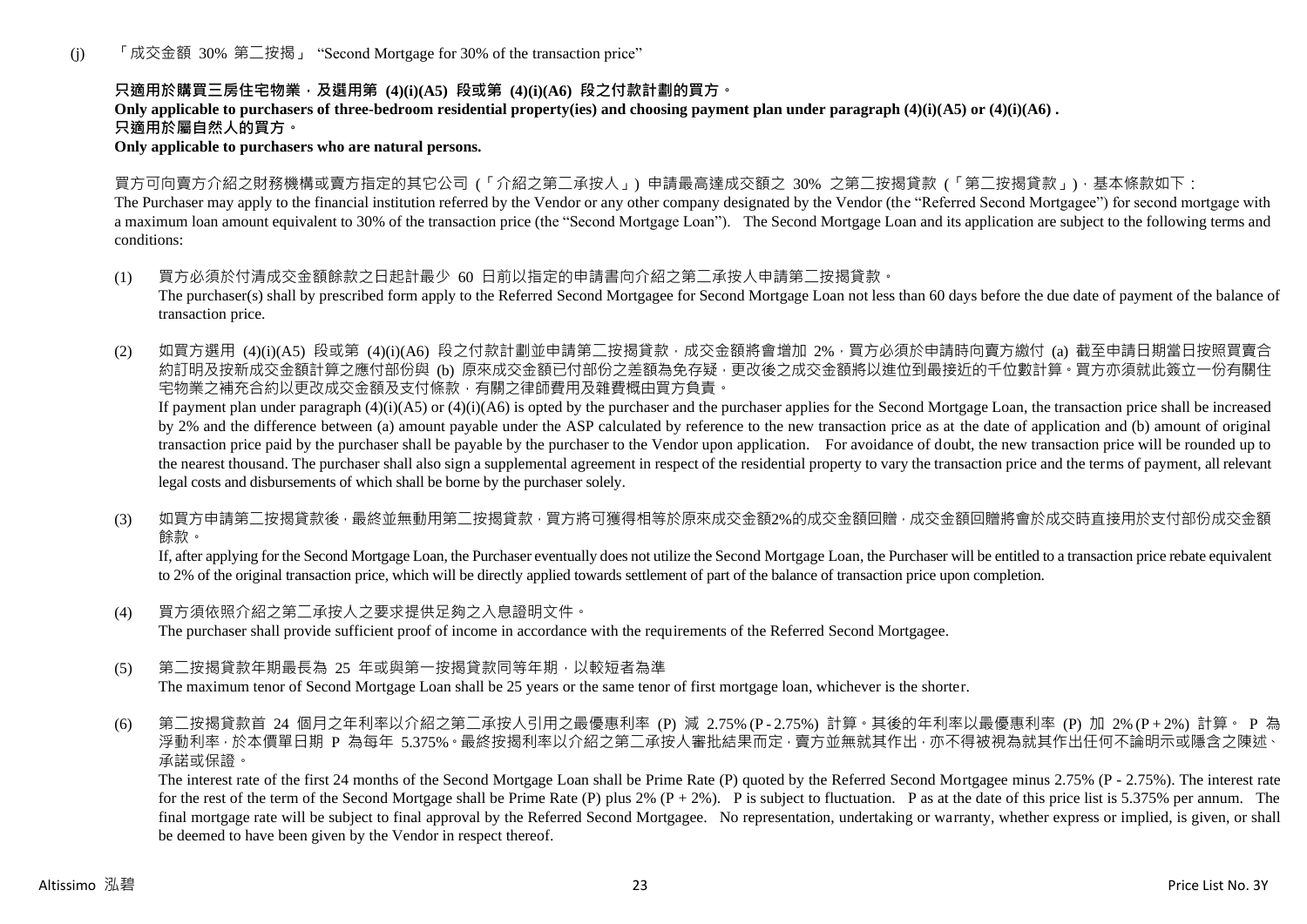(j) 「成交金額 30% 第二按揭」 "Second Mortgage for 30% of the transaction price"

**只適用於購買三房住宅物業，及選用第 (4)(i)(A5) 段或第 (4)(i)(A6) 段之付款計劃的買方。**
**Only applicable to purchasers of three-bedroom residential property(ies) and choosing payment plan under paragraph (4)(i)(A5) or (4)(i)(A6) .**
**只適用於屬自然人的買方。**
**Only applicable to purchasers who are natural persons.**

買方可向賣方介紹之財務機構或賣方指定的其它公司 (「介紹之第二承按人」) 申請最高達成交額之 30% 之第二按揭貸款 (「第二按揭貸款」)，基本條款如下：
The Purchaser may apply to the financial institution referred by the Vendor or any other company designated by the Vendor (the "Referred Second Mortgagee") for second mortgage with a maximum loan amount equivalent to 30% of the transaction price (the "Second Mortgage Loan"). The Second Mortgage Loan and its application are subject to the following terms and conditions:

(1) 買方必須於付清成交金額餘款之日起計最少 60 日前以指定的申請書向介紹之第二承按人申請第二按揭貸款。
The purchaser(s) shall by prescribed form apply to the Referred Second Mortgagee for Second Mortgage Loan not less than 60 days before the due date of payment of the balance of transaction price.

(2) 如買方選用 (4)(i)(A5) 段或第 (4)(i)(A6) 段之付款計劃並申請第二按揭貸款，成交金額將會增加 2%，買方必須於申請時向賣方繳付 (a) 截至申請日期當日按照買賣合約訂明及按新成交金額計算之應付部份與 (b) 原來成交金額已付部份之差額為免存疑，更改後之成交金額將以進位到最接近的千位數計算。買方亦須就此簽立一份有關住宅物業之補充合約以更改成交金額及支付條款，有關之律師費用及雜費概由買方負責。
If payment plan under paragraph (4)(i)(A5) or (4)(i)(A6) is opted by the purchaser and the purchaser applies for the Second Mortgage Loan, the transaction price shall be increased by 2% and the difference between (a) amount payable under the ASP calculated by reference to the new transaction price as at the date of application and (b) amount of original transaction price paid by the purchaser shall be payable by the purchaser to the Vendor upon application. For avoidance of doubt, the new transaction price will be rounded up to the nearest thousand. The purchaser shall also sign a supplemental agreement in respect of the residential property to vary the transaction price and the terms of payment, all relevant legal costs and disbursements of which shall be borne by the purchaser solely.

(3) 如買方申請第二按揭貸款後，最終並無動用第二按揭貸款，買方將可獲得相等於原來成交金額2%的成交金額回贈，成交金額回贈將會於成交時直接用於支付部份成交金額餘款。
If, after applying for the Second Mortgage Loan, the Purchaser eventually does not utilize the Second Mortgage Loan, the Purchaser will be entitled to a transaction price rebate equivalent to 2% of the original transaction price, which will be directly applied towards settlement of part of the balance of transaction price upon completion.

(4) 買方須依照介紹之第二承按人之要求提供足夠之入息證明文件。
The purchaser shall provide sufficient proof of income in accordance with the requirements of the Referred Second Mortgagee.

(5) 第二按揭貸款年期最長為 25 年或與第一按揭貸款同等年期，以較短者為準
The maximum tenor of Second Mortgage Loan shall be 25 years or the same tenor of first mortgage loan, whichever is the shorter.

(6) 第二按揭貸款首 24 個月之年利率以介紹之第二承按人引用之最優惠利率 (P) 減 2.75% (P - 2.75%) 計算。其後的年利率以最優惠利率 (P) 加 2% (P + 2%) 計算。 P 為浮動利率，於本價單日期 P 為每年 5.375%。最終按揭利率以介紹之第二承按人審批結果而定，賣方並無就其作出，亦不得被視為就其作出任何不論明示或隱含之陳述、承諾或保證。
The interest rate of the first 24 months of the Second Mortgage Loan shall be Prime Rate (P) quoted by the Referred Second Mortgagee minus 2.75% (P - 2.75%). The interest rate for the rest of the term of the Second Mortgage shall be Prime Rate (P) plus 2% (P + 2%). P is subject to fluctuation. P as at the date of this price list is 5.375% per annum. The final mortgage rate will be subject to final approval by the Referred Second Mortgagee. No representation, undertaking or warranty, whether express or implied, is given, or shall be deemed to have been given by the Vendor in respect thereof.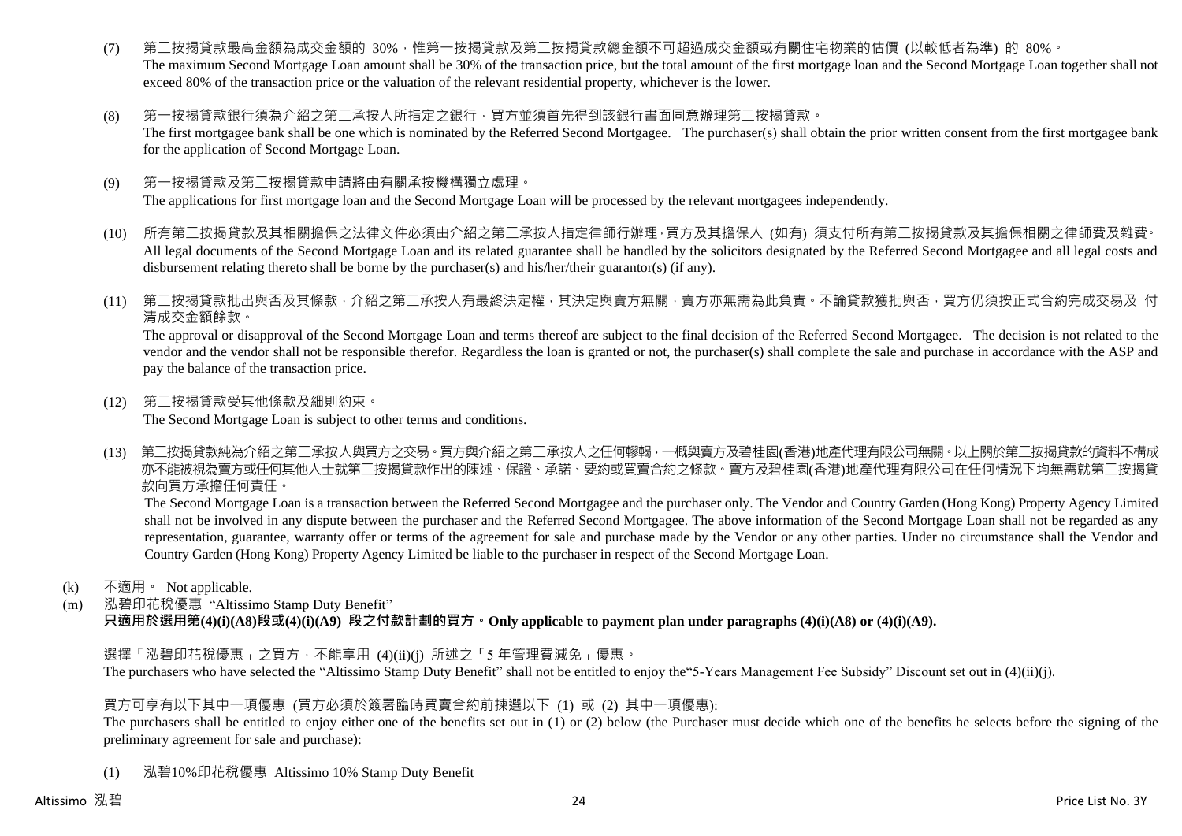(7) 第二按揭貸款最高金額為成交金額的 30%，惟第一按揭貸款及第二按揭貸款總金額不可超過成交金額或有關住宅物業的估價 (以較低者為準) 的 80%。
The maximum Second Mortgage Loan amount shall be 30% of the transaction price, but the total amount of the first mortgage loan and the Second Mortgage Loan together shall not exceed 80% of the transaction price or the valuation of the relevant residential property, whichever is the lower.

(8) 第一按揭貸款銀行須為介紹之第二承按人所指定之銀行，買方並須首先得到該銀行書面同意辦理第二按揭貸款。
The first mortgagee bank shall be one which is nominated by the Referred Second Mortgagee. The purchaser(s) shall obtain the prior written consent from the first mortgagee bank for the application of Second Mortgage Loan.

(9) 第一按揭貸款及第二按揭貸款申請將由有關承按機構獨立處理。
The applications for first mortgage loan and the Second Mortgage Loan will be processed by the relevant mortgagees independently.

(10) 所有第二按揭貸款及其相關擔保之法律文件必須由介紹之第二承按人指定律師行辦理，買方及其擔保人 (如有) 須支付所有第二按揭貸款及其擔保相關之律師費及雜費。
All legal documents of the Second Mortgage Loan and its related guarantee shall be handled by the solicitors designated by the Referred Second Mortgagee and all legal costs and disbursement relating thereto shall be borne by the purchaser(s) and his/her/their guarantor(s) (if any).

(11) 第二按揭貸款批出與否及其條款，介紹之第二承按人有最終決定權，其決定與賣方無關，賣方亦無需為此負責。不論貸款獲批與否，買方仍須按正式合約完成交易及 付清成交金額餘款。
The approval or disapproval of the Second Mortgage Loan and terms thereof are subject to the final decision of the Referred Second Mortgagee. The decision is not related to the vendor and the vendor shall not be responsible therefor. Regardless the loan is granted or not, the purchaser(s) shall complete the sale and purchase in accordance with the ASP and pay the balance of the transaction price.

(12) 第二按揭貸款受其他條款及細則約束。
The Second Mortgage Loan is subject to other terms and conditions.

(13) 第二按揭貸款純為介紹之第二承按人與買方之交易。買方與介紹之第二承按人之任何轇轕，一概與賣方及碧桂園(香港)地產代理有限公司無關。以上關於第二按揭貸款的資料不構成亦不能被視為賣方或任何其他人士就第二按揭貸款作出的陳述、保證、承諾、要約或買賣合約之條款。賣方及碧桂園(香港)地產代理有限公司在任何情況下均無需就第二按揭貸款向買方承擔任何責任。
The Second Mortgage Loan is a transaction between the Referred Second Mortgagee and the purchaser only. The Vendor and Country Garden (Hong Kong) Property Agency Limited shall not be involved in any dispute between the purchaser and the Referred Second Mortgagee. The above information of the Second Mortgage Loan shall not be regarded as any representation, guarantee, warranty offer or terms of the agreement for sale and purchase made by the Vendor or any other parties. Under no circumstance shall the Vendor and Country Garden (Hong Kong) Property Agency Limited be liable to the purchaser in respect of the Second Mortgage Loan.

(k) 不適用。 Not applicable.

(m) 泓碧印花稅優惠 "Altissimo Stamp Duty Benefit"
**只適用於選用第(4)(i)(A8)段或(4)(i)(A9) 段之付款計劃的買方。Only applicable to payment plan under paragraphs (4)(i)(A8) or (4)(i)(A9).**

選擇「泓碧印花稅優惠」之買方，不能享用 (4)(ii)(j) 所述之「5 年管理費減免」優惠。
The purchasers who have selected the "Altissimo Stamp Duty Benefit" shall not be entitled to enjoy the"5-Years Management Fee Subsidy" Discount set out in (4)(ii)(j).

買方可享有以下其中一項優惠 (買方必須於簽署臨時買賣合約前揀選以下 (1) 或 (2) 其中一項優惠):
The purchasers shall be entitled to enjoy either one of the benefits set out in (1) or (2) below (the Purchaser must decide which one of the benefits he selects before the signing of the preliminary agreement for sale and purchase):

(1) 泓碧10%印花稅優惠 Altissimo 10% Stamp Duty Benefit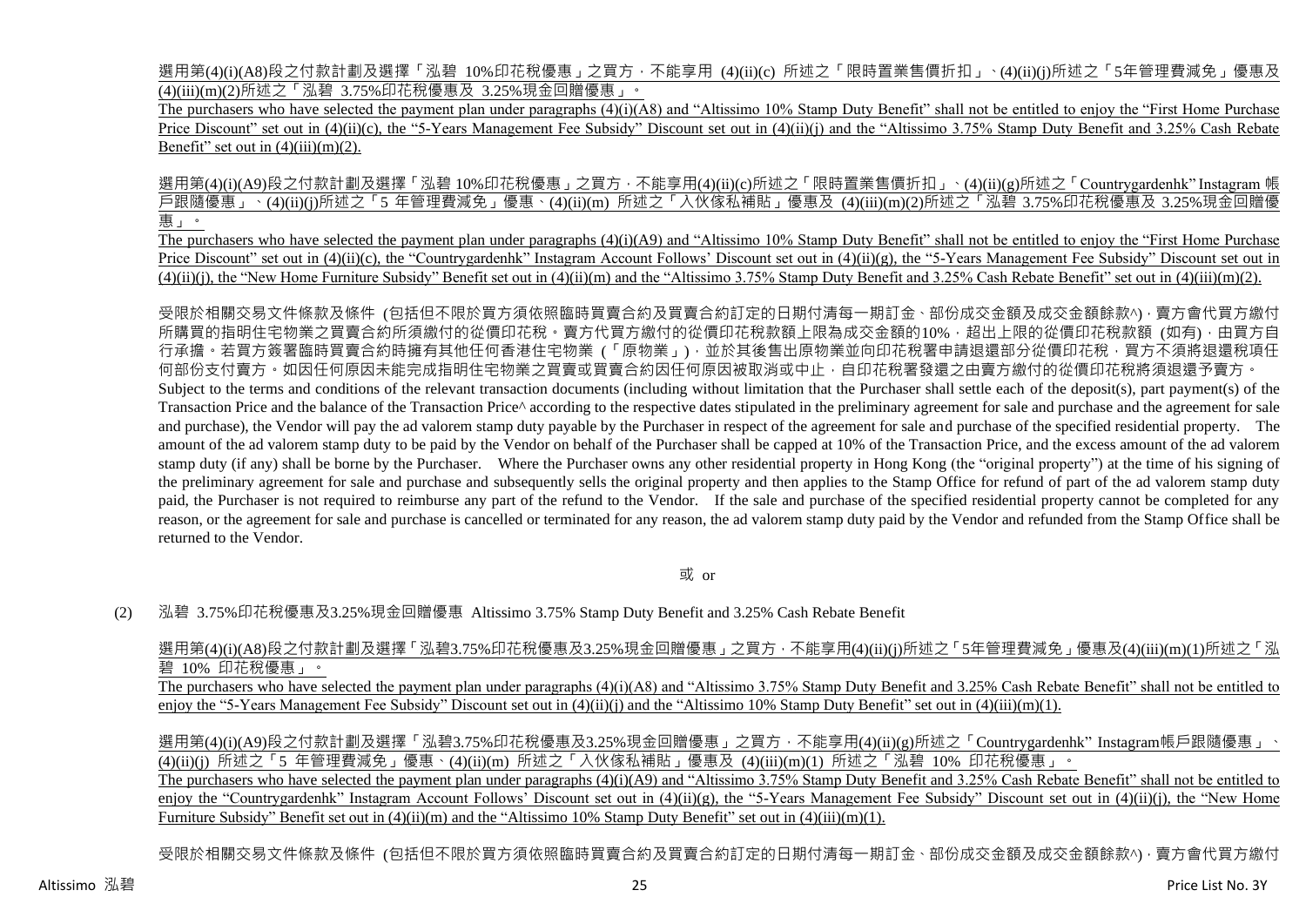選用第(4)(i)(A8)段之付款計劃及選擇「泓碧 10%印花稅優惠」之買方，不能享用 (4)(ii)(c) 所述之「限時置業售價折扣」、(4)(ii)(j)所述之「5年管理費減免」優惠及(4)(iii)(m)(2)所述之「泓碧 3.75%印花稅優惠及 3.25%現金回贈優惠」。

The purchasers who have selected the payment plan under paragraphs (4)(i)(A8) and "Altissimo 10% Stamp Duty Benefit" shall not be entitled to enjoy the "First Home Purchase Price Discount" set out in (4)(ii)(c), the "5-Years Management Fee Subsidy" Discount set out in (4)(ii)(j) and the "Altissimo 3.75% Stamp Duty Benefit and 3.25% Cash Rebate Benefit" set out in (4)(iii)(m)(2).

選用第(4)(i)(A9)段之付款計劃及選擇「泓碧 10%印花稅優惠」之買方，不能享用(4)(ii)(c)所述之「限時置業售價折扣」、(4)(ii)(g)所述之「Countrygardenhk" Instagram 帳戶跟隨優惠」、(4)(ii)(j)所述之「5 年管理費減免」優惠、(4)(ii)(m) 所述之「入伙傢私補貼」優惠及 (4)(iii)(m)(2)所述之「泓碧 3.75%印花稅優惠及 3.25%現金回贈優惠」。

The purchasers who have selected the payment plan under paragraphs (4)(i)(A9) and "Altissimo 10% Stamp Duty Benefit" shall not be entitled to enjoy the "First Home Purchase Price Discount" set out in (4)(ii)(c), the "Countrygardenhk" Instagram Account Follows' Discount set out in (4)(ii)(g), the "5-Years Management Fee Subsidy" Discount set out in (4)(ii)(j), the "New Home Furniture Subsidy" Benefit set out in (4)(ii)(m) and the "Altissimo 3.75% Stamp Duty Benefit and 3.25% Cash Rebate Benefit" set out in (4)(iii)(m)(2).

受限於相關交易文件條款及條件 (包括但不限於買方須依照臨時買賣合約及買賣合約訂定的日期付清每一期訂金、部份成交金額及成交金額餘款^)，賣方會代買方繳付所購買的指明住宅物業之買賣合約所須繳付的從價印花稅。賣方代買方繳付的從價印花稅款額上限為成交金額的10%，超出上限的從價印花稅款額 (如有)，由買方自行承擔。若買方簽署臨時買賣合約時擁有其他任何香港住宅物業 (「原物業」)，並於其後售出原物業並向印花稅署申請退還部分從價印花稅，買方不須將退還稅項任何部份支付賣方。如因任何原因未能完成指明住宅物業之買賣或買賣合約因任何原因被取消或中止，自印花稅署發還之由賣方繳付的從價印花稅將須退還予賣方。

Subject to the terms and conditions of the relevant transaction documents (including without limitation that the Purchaser shall settle each of the deposit(s), part payment(s) of the Transaction Price and the balance of the Transaction Price^ according to the respective dates stipulated in the preliminary agreement for sale and purchase and the agreement for sale and purchase), the Vendor will pay the ad valorem stamp duty payable by the Purchaser in respect of the agreement for sale and purchase of the specified residential property. The amount of the ad valorem stamp duty to be paid by the Vendor on behalf of the Purchaser shall be capped at 10% of the Transaction Price, and the excess amount of the ad valorem stamp duty (if any) shall be borne by the Purchaser. Where the Purchaser owns any other residential property in Hong Kong (the "original property") at the time of his signing of the preliminary agreement for sale and purchase and subsequently sells the original property and then applies to the Stamp Office for refund of part of the ad valorem stamp duty paid, the Purchaser is not required to reimburse any part of the refund to the Vendor. If the sale and purchase of the specified residential property cannot be completed for any reason, or the agreement for sale and purchase is cancelled or terminated for any reason, the ad valorem stamp duty paid by the Vendor and refunded from the Stamp Office shall be returned to the Vendor.

或 or

(2) 泓碧 3.75%印花稅優惠及3.25%現金回贈優惠 Altissimo 3.75% Stamp Duty Benefit and 3.25% Cash Rebate Benefit

選用第(4)(i)(A8)段之付款計劃及選擇「泓碧3.75%印花稅優惠及3.25%現金回贈優惠」之買方，不能享用(4)(ii)(j)所述之「5年管理費減免」優惠及(4)(iii)(m)(1)所述之「泓碧 10% 印花稅優惠」。

The purchasers who have selected the payment plan under paragraphs (4)(i)(A8) and "Altissimo 3.75% Stamp Duty Benefit and 3.25% Cash Rebate Benefit" shall not be entitled to enjoy the "5-Years Management Fee Subsidy" Discount set out in (4)(ii)(j) and the "Altissimo 10% Stamp Duty Benefit" set out in (4)(iii)(m)(1).

選用第(4)(i)(A9)段之付款計劃及選擇「泓碧3.75%印花稅優惠及3.25%現金回贈優惠」之買方，不能享用(4)(ii)(g)所述之「Countrygardenhk" Instagram帳戶跟隨優惠」、(4)(ii)(j) 所述之「5 年管理費減免」優惠、(4)(ii)(m) 所述之「入伙傢私補貼」優惠及 (4)(iii)(m)(1) 所述之「泓碧 10% 印花稅優惠」。

The purchasers who have selected the payment plan under paragraphs (4)(i)(A9) and "Altissimo 3.75% Stamp Duty Benefit and 3.25% Cash Rebate Benefit" shall not be entitled to enjoy the "Countrygardenhk" Instagram Account Follows' Discount set out in (4)(ii)(g), the "5-Years Management Fee Subsidy" Discount set out in (4)(ii)(j), the "New Home Furniture Subsidy" Benefit set out in (4)(ii)(m) and the "Altissimo 10% Stamp Duty Benefit" set out in (4)(iii)(m)(1).

受限於相關交易文件條款及條件 (包括但不限於買方須依照臨時買賣合約及買賣合約訂定的日期付清每一期訂金、部份成交金額及成交金額餘款^)，賣方會代買方繳付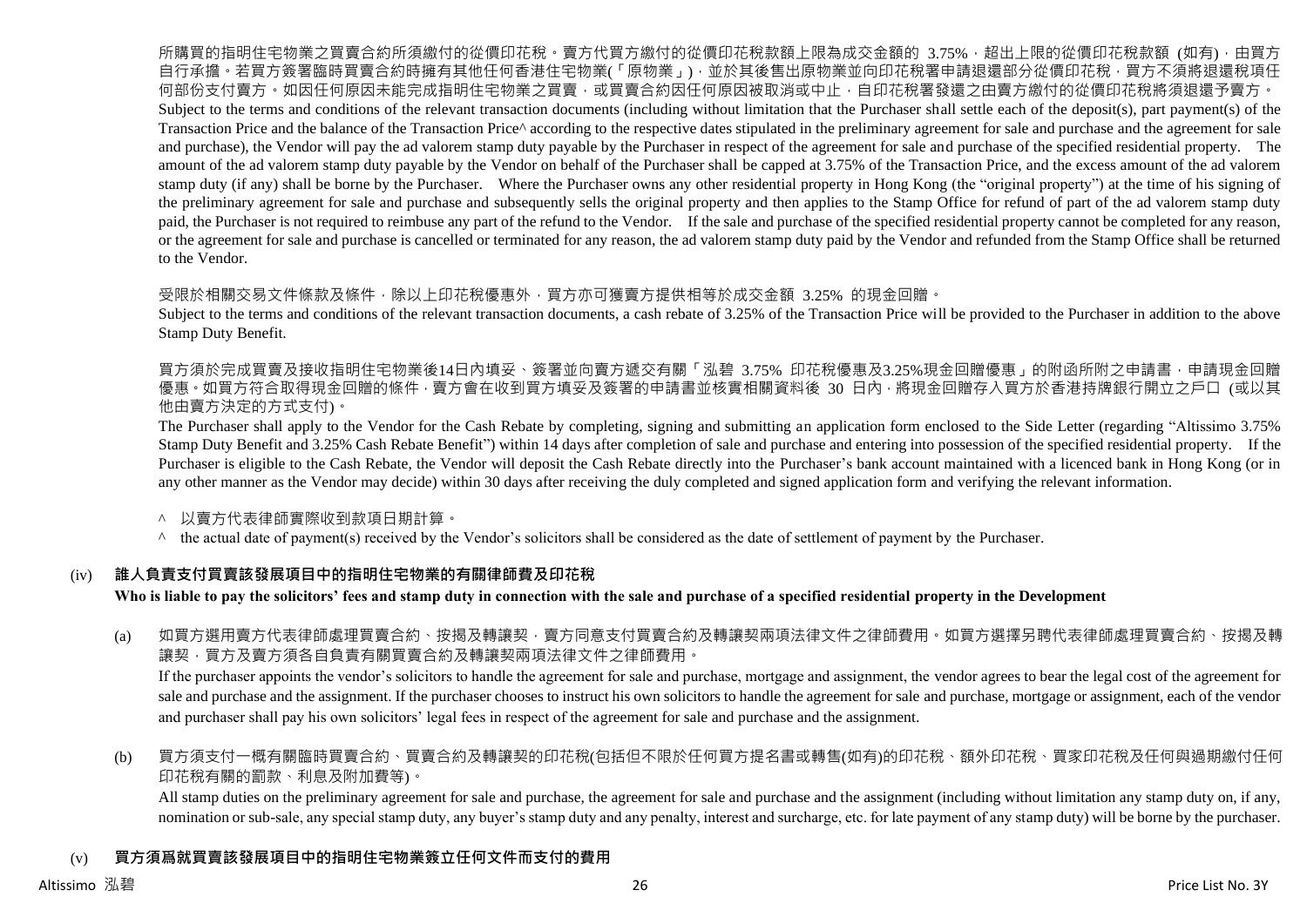所購買的指明住宅物業之買賣合約所須繳付的從價印花稅。賣方代買方繳付的從價印花稅款額上限為成交金額的 3.75%，超出上限的從價印花稅款額 (如有)，由買方自行承擔。若買方簽署臨時買賣合約時擁有其他任何香港住宅物業(「原物業」)，並於其後售出原物業並向印花稅署申請退還部分從價印花稅，買方不須將退還稅項任何部份支付賣方。如因任何原因未能完成指明住宅物業之買賣，或買賣合約因任何原因被取消或中止，自印花稅署發還之由賣方繳付的從價印花稅將須退還予賣方。

Subject to the terms and conditions of the relevant transaction documents (including without limitation that the Purchaser shall settle each of the deposit(s), part payment(s) of the Transaction Price and the balance of the Transaction Price^ according to the respective dates stipulated in the preliminary agreement for sale and purchase and the agreement for sale and purchase), the Vendor will pay the ad valorem stamp duty payable by the Purchaser in respect of the agreement for sale and purchase of the specified residential property. The amount of the ad valorem stamp duty payable by the Vendor on behalf of the Purchaser shall be capped at 3.75% of the Transaction Price, and the excess amount of the ad valorem stamp duty (if any) shall be borne by the Purchaser. Where the Purchaser owns any other residential property in Hong Kong (the "original property") at the time of his signing of the preliminary agreement for sale and purchase and subsequently sells the original property and then applies to the Stamp Office for refund of part of the ad valorem stamp duty paid, the Purchaser is not required to reimburse any part of the refund to the Vendor. If the sale and purchase of the specified residential property cannot be completed for any reason, or the agreement for sale and purchase is cancelled or terminated for any reason, the ad valorem stamp duty paid by the Vendor and refunded from the Stamp Office shall be returned to the Vendor.

受限於相關交易文件條款及條件，除以上印花稅優惠外，買方亦可獲賣方提供相等於成交金額 3.25% 的現金回贈。

Subject to the terms and conditions of the relevant transaction documents, a cash rebate of 3.25% of the Transaction Price will be provided to the Purchaser in addition to the above Stamp Duty Benefit.

買方須於完成買賣及接收指明住宅物業後14日內填妥、簽署並向賣方遞交有關「泓碧 3.75% 印花稅優惠及3.25%現金回贈優惠」的附函所附之申請書，申請現金回贈優惠。如買方符合取得現金回贈的條件，賣方會在收到買方填妥及簽署的申請書並核實相關資料後 30 日內，將現金回贈存入買方於香港持牌銀行開立之戶口 (或以其他由賣方決定的方式支付)。

The Purchaser shall apply to the Vendor for the Cash Rebate by completing, signing and submitting an application form enclosed to the Side Letter (regarding "Altissimo 3.75% Stamp Duty Benefit and 3.25% Cash Rebate Benefit") within 14 days after completion of sale and purchase and entering into possession of the specified residential property. If the Purchaser is eligible to the Cash Rebate, the Vendor will deposit the Cash Rebate directly into the Purchaser's bank account maintained with a licenced bank in Hong Kong (or in any other manner as the Vendor may decide) within 30 days after receiving the duly completed and signed application form and verifying the relevant information.

^ 以賣方代表律師實際收到款項日期計算。

^ the actual date of payment(s) received by the Vendor's solicitors shall be considered as the date of settlement of payment by the Purchaser.

(iv) **誰人負責支付買賣該發展項目中的指明住宅物業的有關律師費及印花稅**

**Who is liable to pay the solicitors' fees and stamp duty in connection with the sale and purchase of a specified residential property in the Development**

(a) 如買方選用賣方代表律師處理買賣合約、按揭及轉讓契，賣方同意支付買賣合約及轉讓契兩項法律文件之律師費用。如買方選擇另聘代表律師處理買賣合約、按揭及轉讓契，買方及賣方須各自負責有關買賣合約及轉讓契兩項法律文件之律師費用。

If the purchaser appoints the vendor's solicitors to handle the agreement for sale and purchase, mortgage and assignment, the vendor agrees to bear the legal cost of the agreement for sale and purchase and the assignment. If the purchaser chooses to instruct his own solicitors to handle the agreement for sale and purchase, mortgage or assignment, each of the vendor and purchaser shall pay his own solicitors' legal fees in respect of the agreement for sale and purchase and the assignment.

(b) 買方須支付一概有關臨時買賣合約、買賣合約及轉讓契的印花稅(包括但不限於任何買方提名書或轉售(如有)的印花稅、額外印花稅、買家印花稅及任何與過期繳付任何印花稅有關的罰款、利息及附加費等)。

All stamp duties on the preliminary agreement for sale and purchase, the agreement for sale and purchase and the assignment (including without limitation any stamp duty on, if any, nomination or sub-sale, any special stamp duty, any buyer's stamp duty and any penalty, interest and surcharge, etc. for late payment of any stamp duty) will be borne by the purchaser.

(v) **買方須爲就買賣該發展項目中的指明住宅物業簽立任何文件而支付的費用**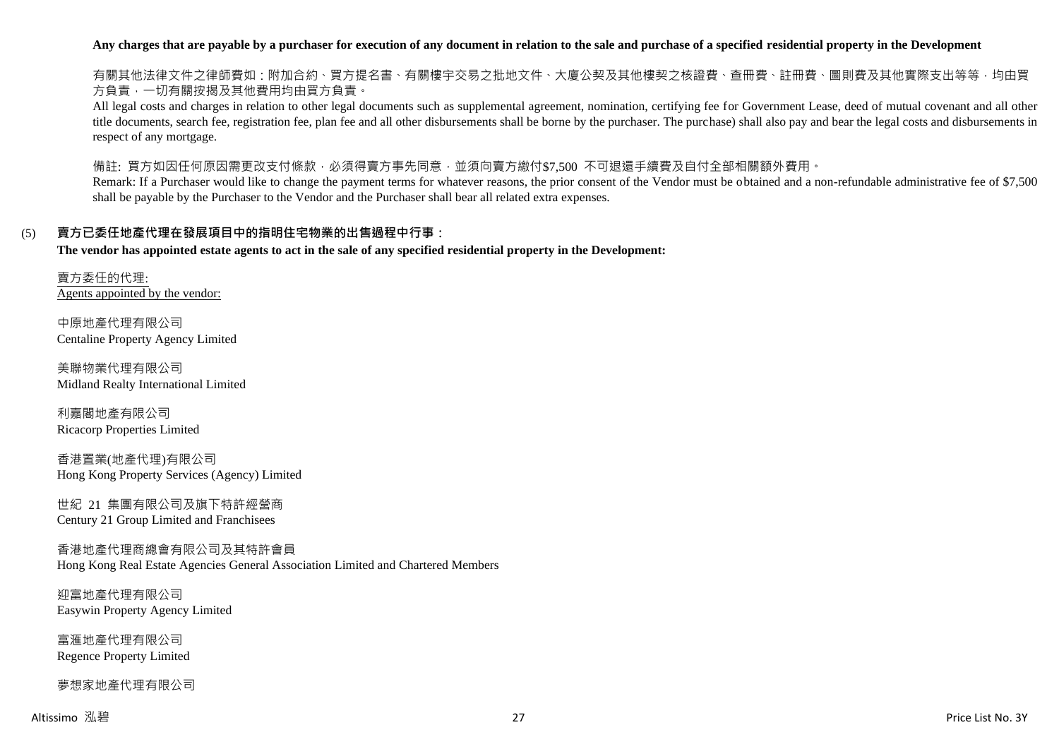**Any charges that are payable by a purchaser for execution of any document in relation to the sale and purchase of a specified residential property in the Development**

有關其他法律文件之律師費如：附加合約、買方提名書、有關樓宇交易之批地文件、大廈公契及其他樓契之核證費、查冊費、註冊費、圖則費及其他實際支出等等，均由買方負責，一切有關按揭及其他費用均由買方負責。

All legal costs and charges in relation to other legal documents such as supplemental agreement, nomination, certifying fee for Government Lease, deed of mutual covenant and all other title documents, search fee, registration fee, plan fee and all other disbursements shall be borne by the purchaser. The purchase) shall also pay and bear the legal costs and disbursements in respect of any mortgage.

備註: 買方如因任何原因需更改支付條款，必須得賣方事先同意，並須向賣方繳付$7,500 不可退還手續費及自付全部相關額外費用。

Remark: If a Purchaser would like to change the payment terms for whatever reasons, the prior consent of the Vendor must be obtained and a non-refundable administrative fee of $7,500 shall be payable by the Purchaser to the Vendor and the Purchaser shall bear all related extra expenses.

## (5) 賣方已委任地產代理在發展項目中的指明住宅物業的出售過程中行事：

**The vendor has appointed estate agents to act in the sale of any specified residential property in the Development:**

賣方委任的代理:
Agents appointed by the vendor:

中原地產代理有限公司
Centaline Property Agency Limited

美聯物業代理有限公司
Midland Realty International Limited

利嘉閣地產有限公司
Ricacorp Properties Limited

香港置業(地產代理)有限公司
Hong Kong Property Services (Agency) Limited

世紀 21 集團有限公司及旗下特許經營商
Century 21 Group Limited and Franchisees

香港地產代理商總會有限公司及其特許會員
Hong Kong Real Estate Agencies General Association Limited and Chartered Members

迎富地產代理有限公司
Easywin Property Agency Limited

富滙地產代理有限公司
Regence Property Limited

夢想家地產代理有限公司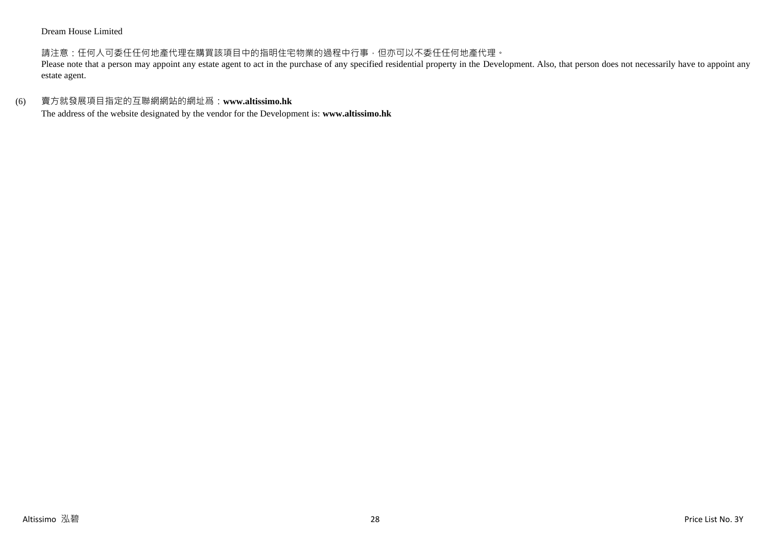Dream House Limited

請注意：任何人可委任任何地產代理在購買該項目中的指明住宅物業的過程中行事，但亦可以不委任任何地產代理。

Please note that a person may appoint any estate agent to act in the purchase of any specified residential property in the Development. Also, that person does not necessarily have to appoint any estate agent.

(6) 賣方就發展項目指定的互聯網網站的網址爲：**www.altissimo.hk**

The address of the website designated by the vendor for the Development is: **www.altissimo.hk**